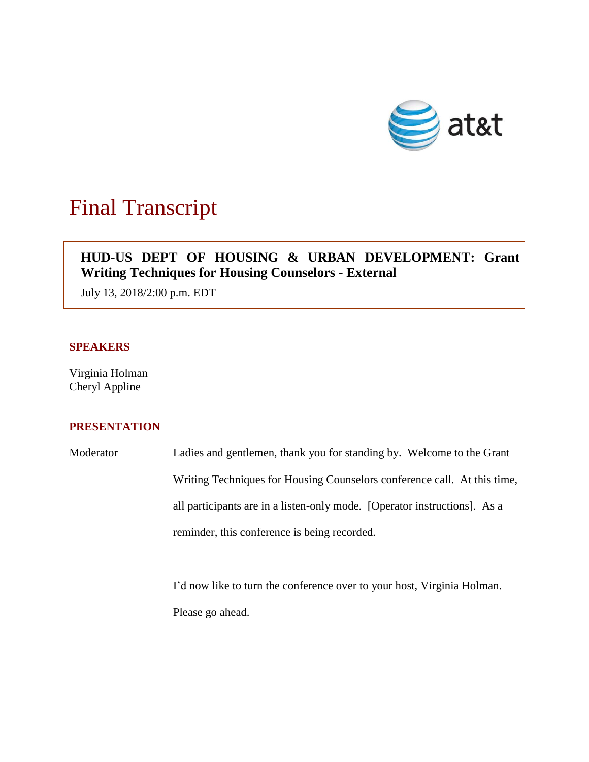# Final Transcript

**HUD-US DEPT OF HOUSING & URBAN DEVELOPMENT: Grant Writing Techniques for Housing Counselors - External**

July 13, 2018/2:00 p.m. EDT

## SPEAKERS

Virginia Holman
Cheryl Appline

## PRESENTATION

Moderator: Ladies and gentlemen, thank you for standing by. Welcome to the Grant Writing Techniques for Housing Counselors conference call. At this time, all participants are in a listen-only mode. [Operator instructions]. As a reminder, this conference is being recorded.

I'd now like to turn the conference over to your host, Virginia Holman. Please go ahead.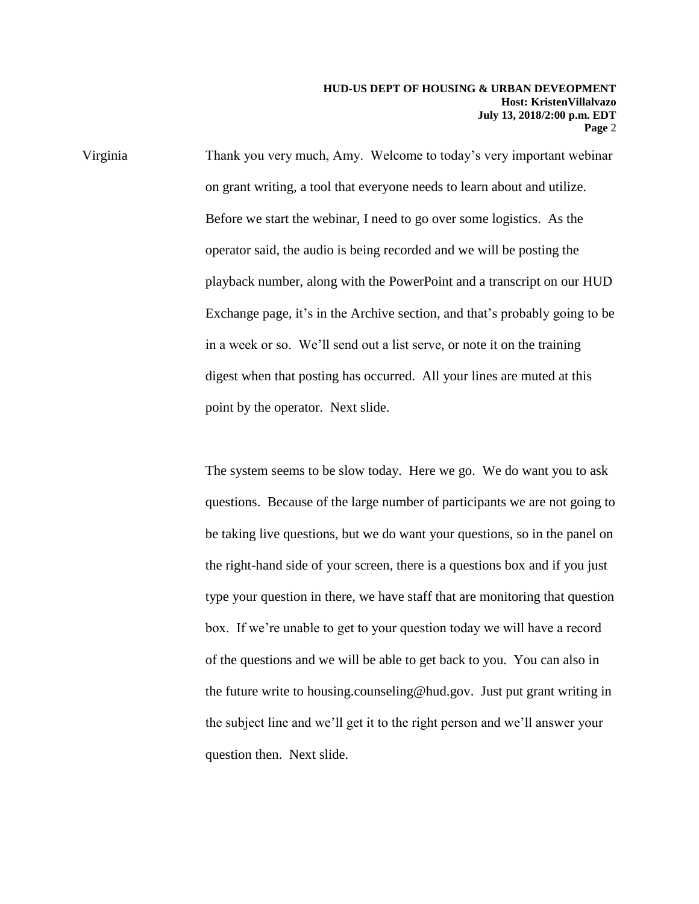Virginia Thank you very much, Amy. Welcome to today's very important webinar on grant writing, a tool that everyone needs to learn about and utilize. Before we start the webinar, I need to go over some logistics. As the operator said, the audio is being recorded and we will be posting the playback number, along with the PowerPoint and a transcript on our HUD Exchange page, it's in the Archive section, and that's probably going to be in a week or so. We'll send out a list serve, or note it on the training digest when that posting has occurred. All your lines are muted at this point by the operator. Next slide.

The system seems to be slow today. Here we go. We do want you to ask questions. Because of the large number of participants we are not going to be taking live questions, but we do want your questions, so in the panel on the right-hand side of your screen, there is a questions box and if you just type your question in there, we have staff that are monitoring that question box. If we're unable to get to your question today we will have a record of the questions and we will be able to get back to you. You can also in the future write to housing.counseling@hud.gov. Just put grant writing in the subject line and we'll get it to the right person and we'll answer your question then. Next slide.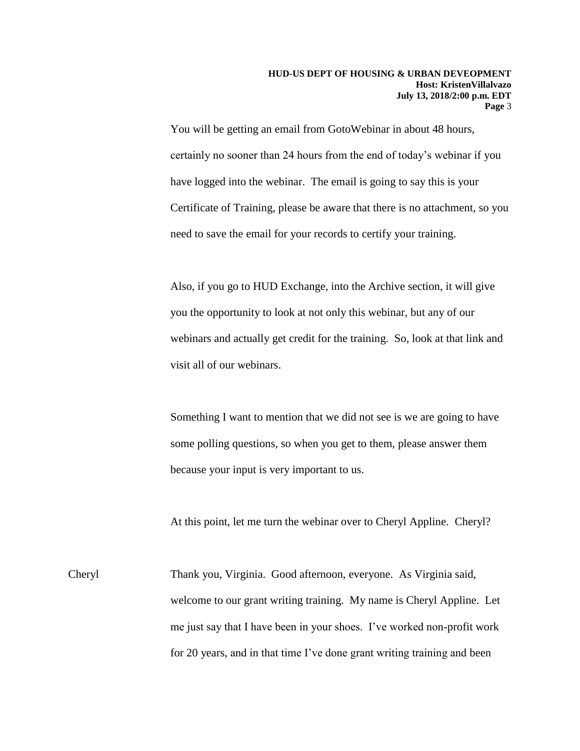You will be getting an email from GotoWebinar in about 48 hours, certainly no sooner than 24 hours from the end of today's webinar if you have logged into the webinar. The email is going to say this is your Certificate of Training, please be aware that there is no attachment, so you need to save the email for your records to certify your training.

Also, if you go to HUD Exchange, into the Archive section, it will give you the opportunity to look at not only this webinar, but any of our webinars and actually get credit for the training. So, look at that link and visit all of our webinars.

Something I want to mention that we did not see is we are going to have some polling questions, so when you get to them, please answer them because your input is very important to us.

At this point, let me turn the webinar over to Cheryl Appline. Cheryl?

Cheryl Thank you, Virginia. Good afternoon, everyone. As Virginia said, welcome to our grant writing training. My name is Cheryl Appline. Let me just say that I have been in your shoes. I've worked non-profit work for 20 years, and in that time I've done grant writing training and been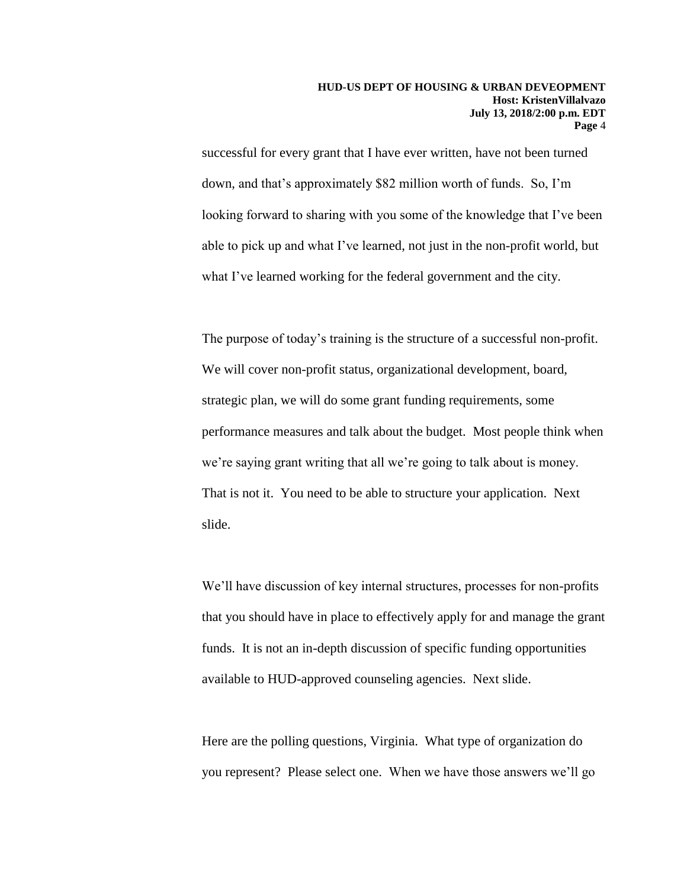successful for every grant that I have ever written, have not been turned down, and that's approximately $82 million worth of funds. So, I'm looking forward to sharing with you some of the knowledge that I've been able to pick up and what I've learned, not just in the non-profit world, but what I've learned working for the federal government and the city.

The purpose of today's training is the structure of a successful non-profit. We will cover non-profit status, organizational development, board, strategic plan, we will do some grant funding requirements, some performance measures and talk about the budget. Most people think when we're saying grant writing that all we're going to talk about is money. That is not it. You need to be able to structure your application. Next slide.

We'll have discussion of key internal structures, processes for non-profits that you should have in place to effectively apply for and manage the grant funds. It is not an in-depth discussion of specific funding opportunities available to HUD-approved counseling agencies. Next slide.

Here are the polling questions, Virginia. What type of organization do you represent? Please select one. When we have those answers we'll go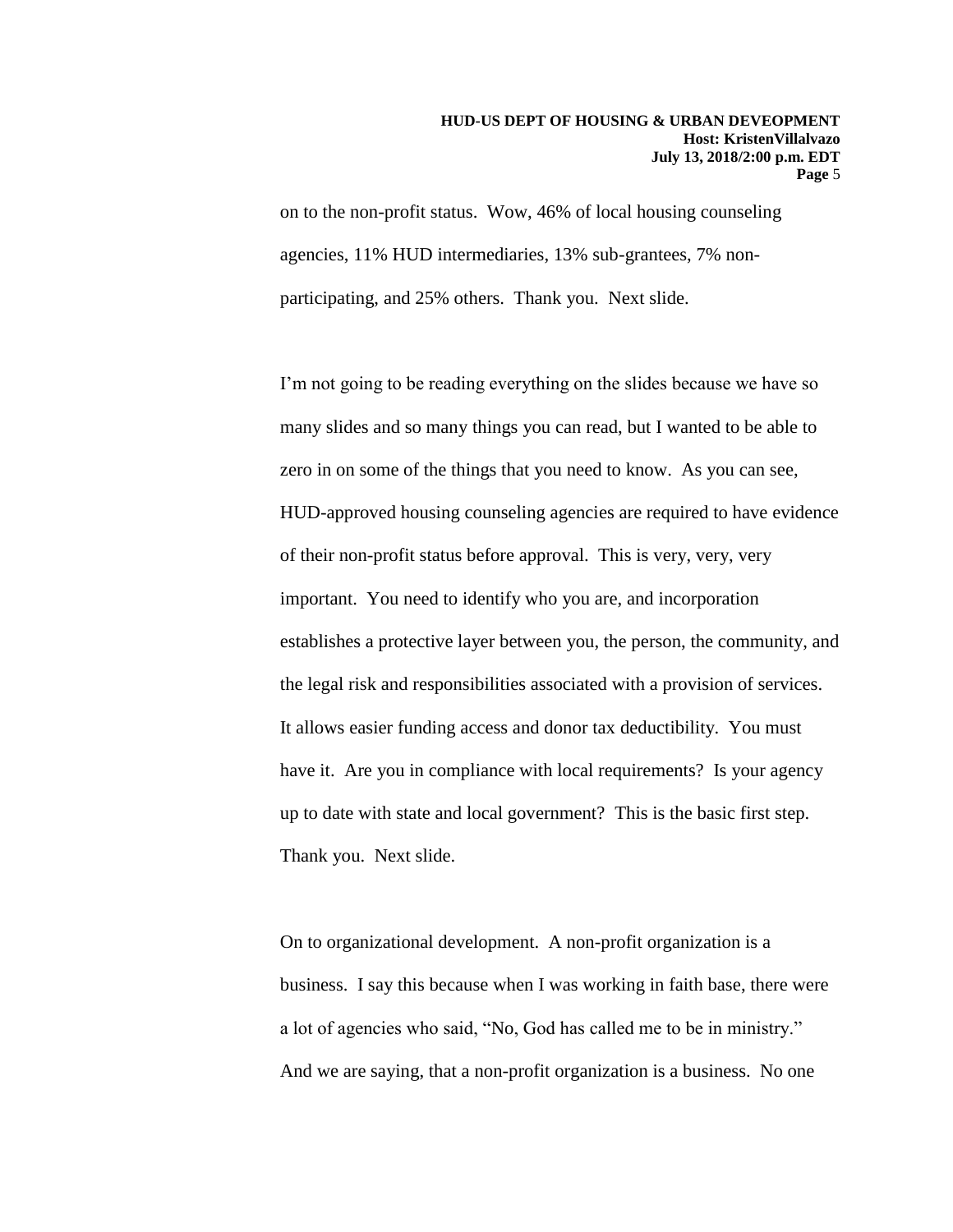on to the non-profit status. Wow, 46% of local housing counseling agencies, 11% HUD intermediaries, 13% sub-grantees, 7% non-participating, and 25% others. Thank you. Next slide.

I'm not going to be reading everything on the slides because we have so many slides and so many things you can read, but I wanted to be able to zero in on some of the things that you need to know. As you can see, HUD-approved housing counseling agencies are required to have evidence of their non-profit status before approval. This is very, very, very important. You need to identify who you are, and incorporation establishes a protective layer between you, the person, the community, and the legal risk and responsibilities associated with a provision of services. It allows easier funding access and donor tax deductibility. You must have it. Are you in compliance with local requirements? Is your agency up to date with state and local government? This is the basic first step. Thank you. Next slide.

On to organizational development. A non-profit organization is a business. I say this because when I was working in faith base, there were a lot of agencies who said, "No, God has called me to be in ministry." And we are saying, that a non-profit organization is a business. No one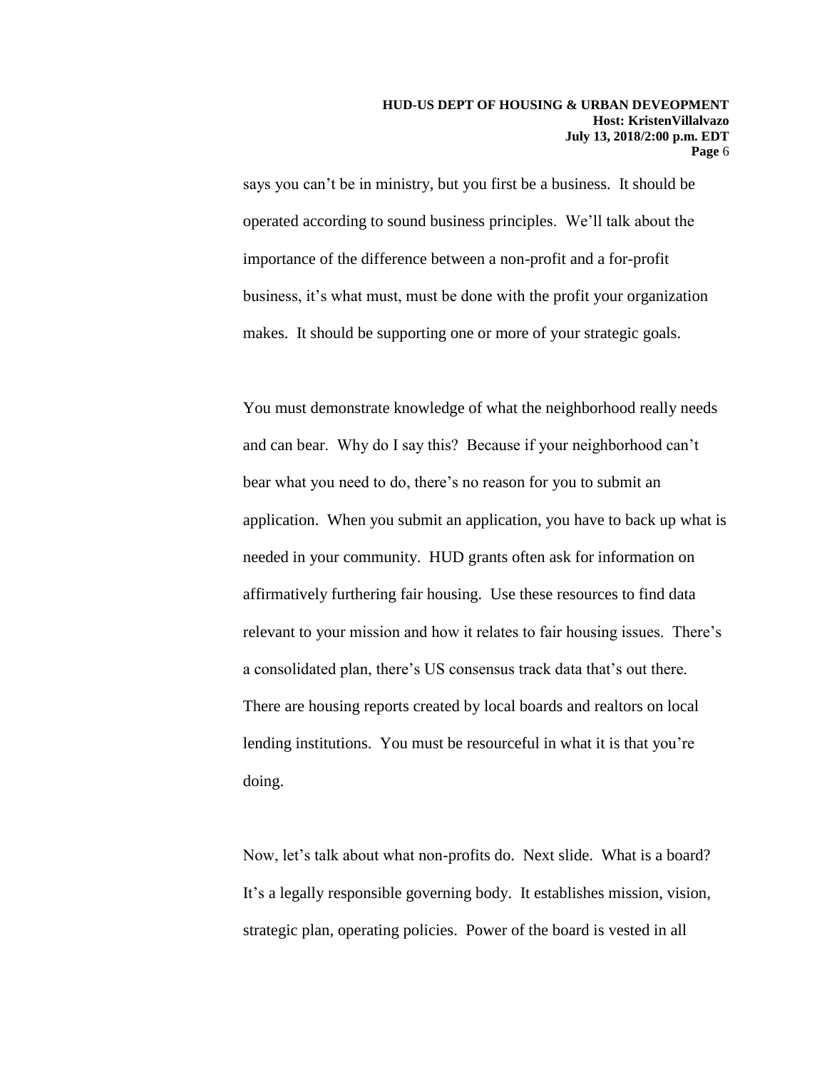says you can’t be in ministry, but you first be a business. It should be operated according to sound business principles. We’ll talk about the importance of the difference between a non-profit and a for-profit business, it’s what must, must be done with the profit your organization makes. It should be supporting one or more of your strategic goals.

You must demonstrate knowledge of what the neighborhood really needs and can bear. Why do I say this? Because if your neighborhood can’t bear what you need to do, there’s no reason for you to submit an application. When you submit an application, you have to back up what is needed in your community. HUD grants often ask for information on affirmatively furthering fair housing. Use these resources to find data relevant to your mission and how it relates to fair housing issues. There’s a consolidated plan, there’s US consensus track data that’s out there. There are housing reports created by local boards and realtors on local lending institutions. You must be resourceful in what it is that you’re doing.

Now, let’s talk about what non-profits do. Next slide. What is a board? It’s a legally responsible governing body. It establishes mission, vision, strategic plan, operating policies. Power of the board is vested in all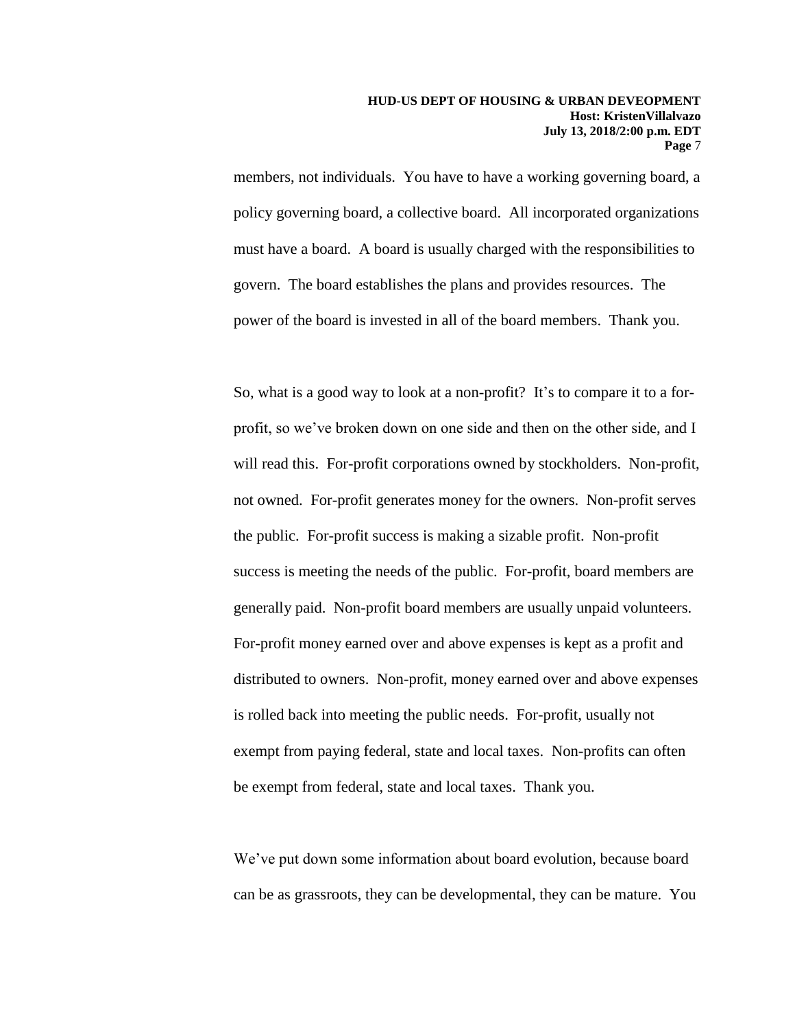members, not individuals. You have to have a working governing board, a policy governing board, a collective board. All incorporated organizations must have a board. A board is usually charged with the responsibilities to govern. The board establishes the plans and provides resources. The power of the board is invested in all of the board members. Thank you.

So, what is a good way to look at a non-profit? It's to compare it to a for-profit, so we've broken down on one side and then on the other side, and I will read this. For-profit corporations owned by stockholders. Non-profit, not owned. For-profit generates money for the owners. Non-profit serves the public. For-profit success is making a sizable profit. Non-profit success is meeting the needs of the public. For-profit, board members are generally paid. Non-profit board members are usually unpaid volunteers. For-profit money earned over and above expenses is kept as a profit and distributed to owners. Non-profit, money earned over and above expenses is rolled back into meeting the public needs. For-profit, usually not exempt from paying federal, state and local taxes. Non-profits can often be exempt from federal, state and local taxes. Thank you.

We've put down some information about board evolution, because board can be as grassroots, they can be developmental, they can be mature. You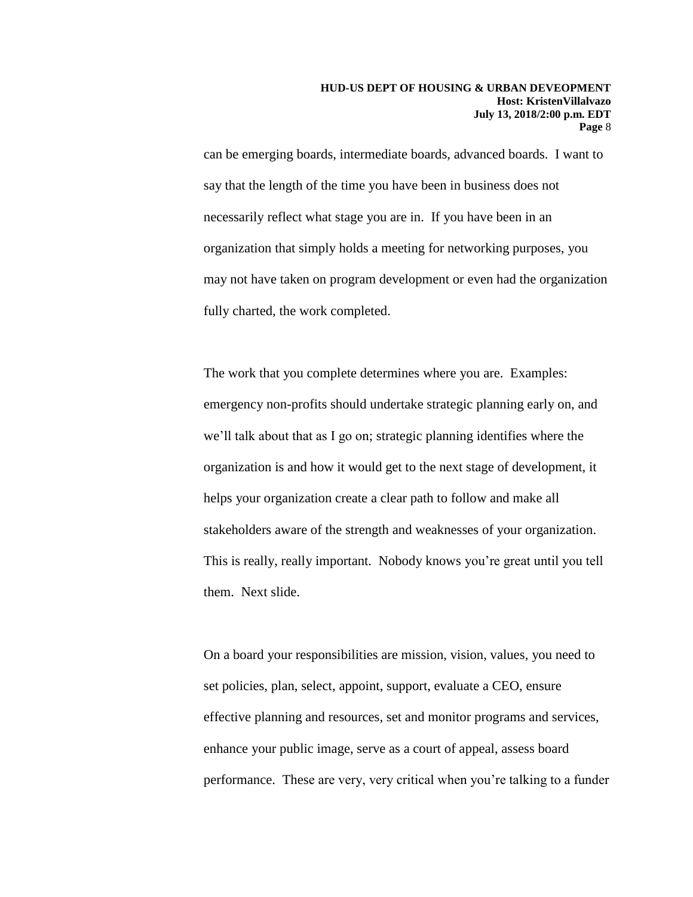can be emerging boards, intermediate boards, advanced boards. I want to say that the length of the time you have been in business does not necessarily reflect what stage you are in. If you have been in an organization that simply holds a meeting for networking purposes, you may not have taken on program development or even had the organization fully charted, the work completed.

The work that you complete determines where you are. Examples: emergency non-profits should undertake strategic planning early on, and we'll talk about that as I go on; strategic planning identifies where the organization is and how it would get to the next stage of development, it helps your organization create a clear path to follow and make all stakeholders aware of the strength and weaknesses of your organization. This is really, really important. Nobody knows you're great until you tell them. Next slide.

On a board your responsibilities are mission, vision, values, you need to set policies, plan, select, appoint, support, evaluate a CEO, ensure effective planning and resources, set and monitor programs and services, enhance your public image, serve as a court of appeal, assess board performance. These are very, very critical when you're talking to a funder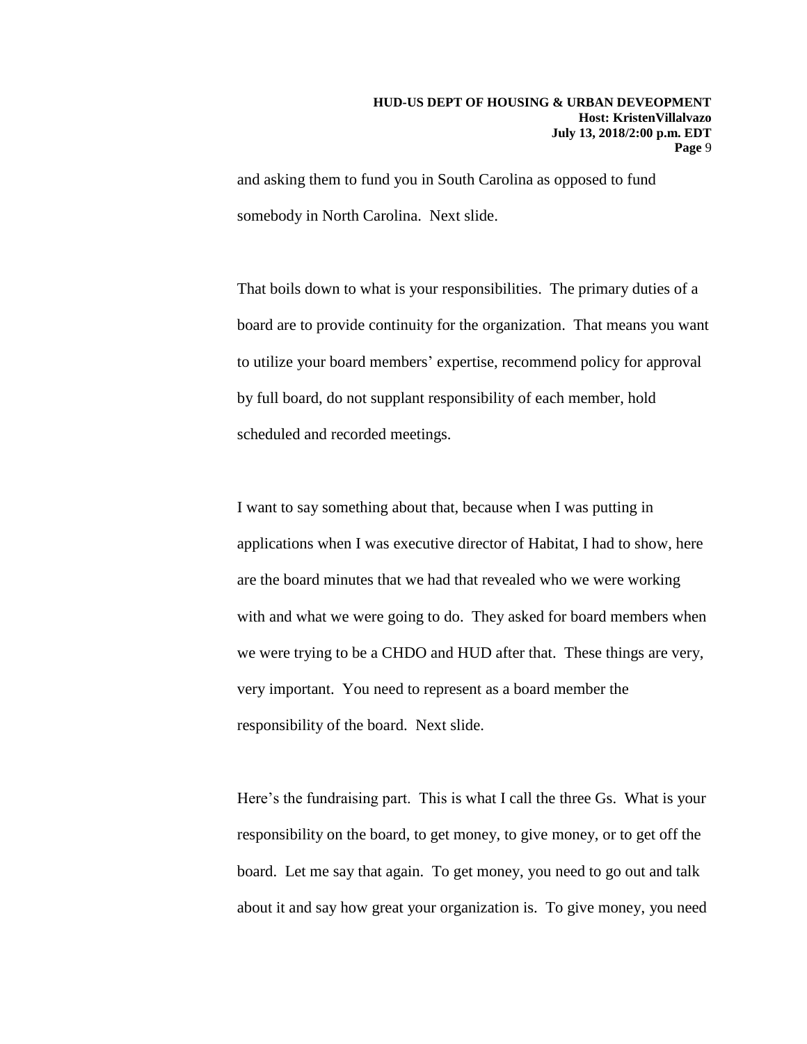and asking them to fund you in South Carolina as opposed to fund somebody in North Carolina. Next slide.

That boils down to what is your responsibilities. The primary duties of a board are to provide continuity for the organization. That means you want to utilize your board members' expertise, recommend policy for approval by full board, do not supplant responsibility of each member, hold scheduled and recorded meetings.

I want to say something about that, because when I was putting in applications when I was executive director of Habitat, I had to show, here are the board minutes that we had that revealed who we were working with and what we were going to do. They asked for board members when we were trying to be a CHDO and HUD after that. These things are very, very important. You need to represent as a board member the responsibility of the board. Next slide.

Here's the fundraising part. This is what I call the three Gs. What is your responsibility on the board, to get money, to give money, or to get off the board. Let me say that again. To get money, you need to go out and talk about it and say how great your organization is. To give money, you need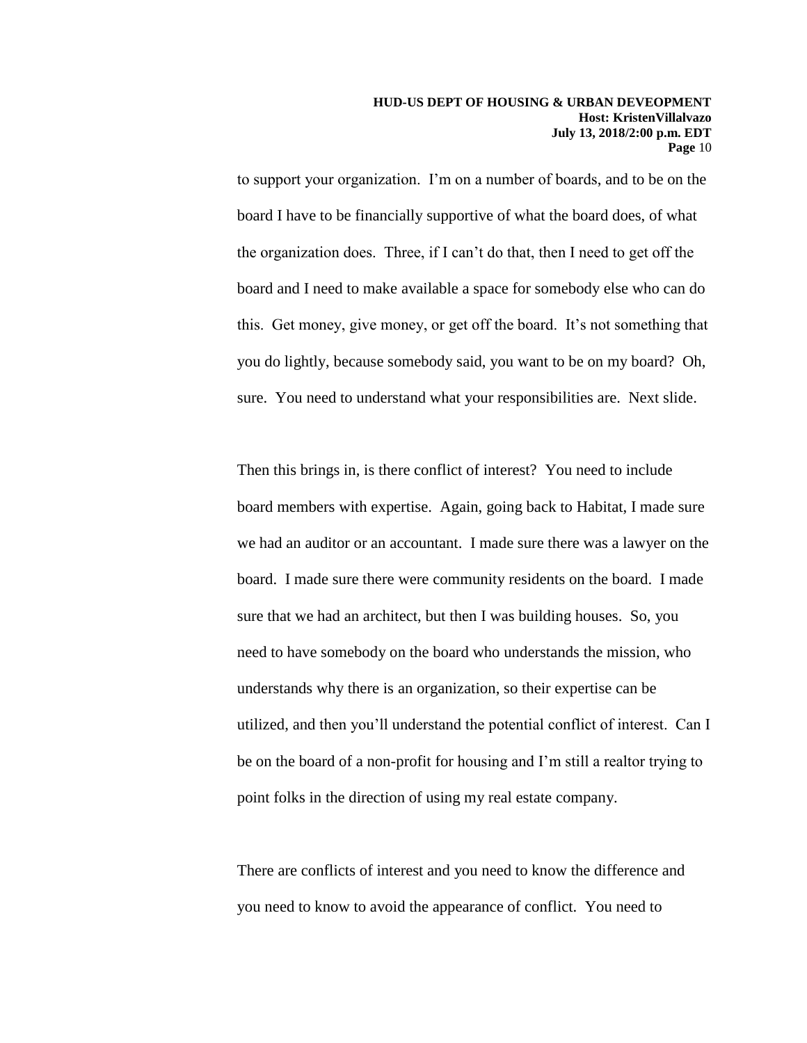to support your organization. I'm on a number of boards, and to be on the board I have to be financially supportive of what the board does, of what the organization does. Three, if I can't do that, then I need to get off the board and I need to make available a space for somebody else who can do this. Get money, give money, or get off the board. It's not something that you do lightly, because somebody said, you want to be on my board? Oh, sure. You need to understand what your responsibilities are. Next slide.

Then this brings in, is there conflict of interest? You need to include board members with expertise. Again, going back to Habitat, I made sure we had an auditor or an accountant. I made sure there was a lawyer on the board. I made sure there were community residents on the board. I made sure that we had an architect, but then I was building houses. So, you need to have somebody on the board who understands the mission, who understands why there is an organization, so their expertise can be utilized, and then you'll understand the potential conflict of interest. Can I be on the board of a non-profit for housing and I'm still a realtor trying to point folks in the direction of using my real estate company.

There are conflicts of interest and you need to know the difference and you need to know to avoid the appearance of conflict. You need to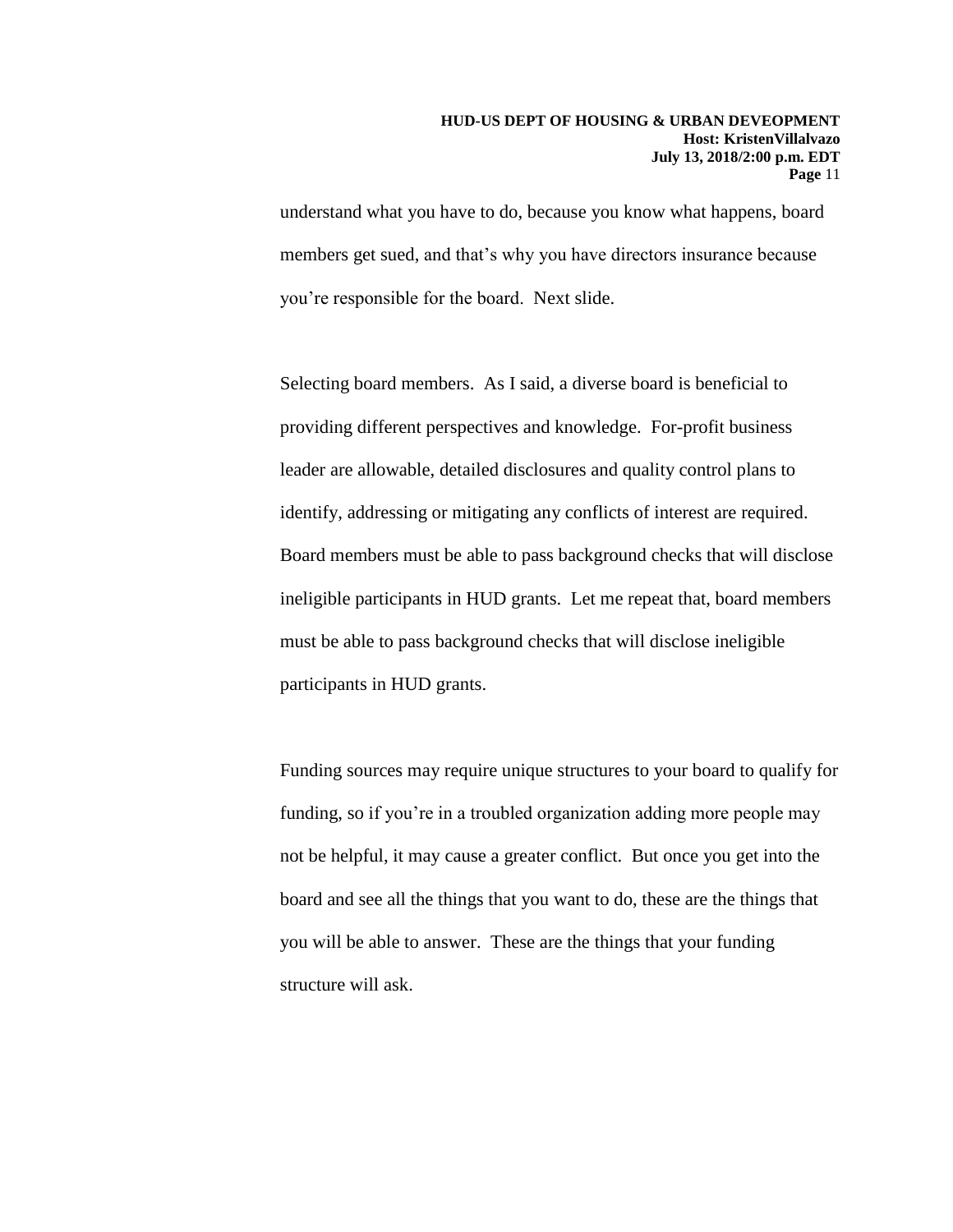understand what you have to do, because you know what happens, board members get sued, and that's why you have directors insurance because you're responsible for the board. Next slide.

Selecting board members. As I said, a diverse board is beneficial to providing different perspectives and knowledge. For-profit business leader are allowable, detailed disclosures and quality control plans to identify, addressing or mitigating any conflicts of interest are required. Board members must be able to pass background checks that will disclose ineligible participants in HUD grants. Let me repeat that, board members must be able to pass background checks that will disclose ineligible participants in HUD grants.

Funding sources may require unique structures to your board to qualify for funding, so if you're in a troubled organization adding more people may not be helpful, it may cause a greater conflict. But once you get into the board and see all the things that you want to do, these are the things that you will be able to answer. These are the things that your funding structure will ask.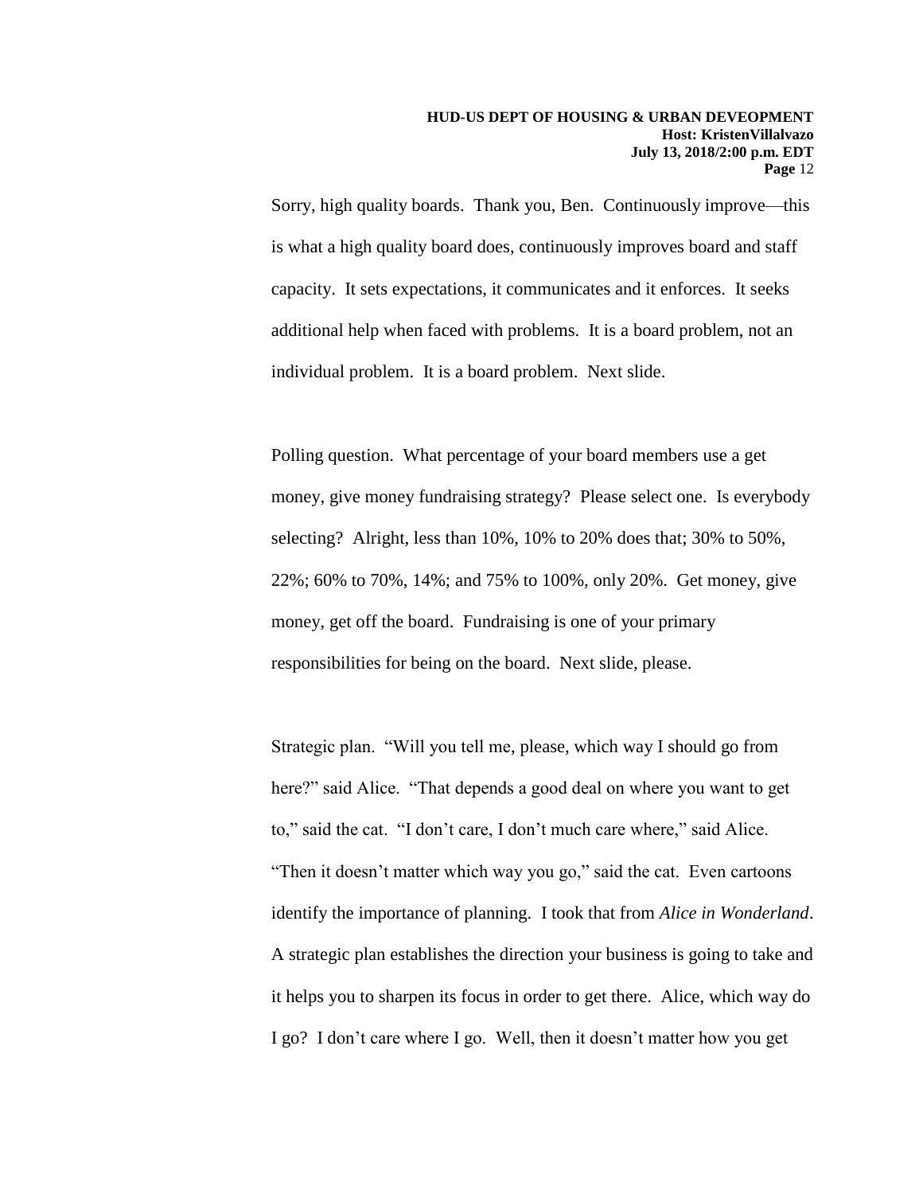Sorry, high quality boards. Thank you, Ben. Continuously improve—this is what a high quality board does, continuously improves board and staff capacity. It sets expectations, it communicates and it enforces. It seeks additional help when faced with problems. It is a board problem, not an individual problem. It is a board problem. Next slide.

Polling question. What percentage of your board members use a get money, give money fundraising strategy? Please select one. Is everybody selecting? Alright, less than 10%, 10% to 20% does that; 30% to 50%, 22%; 60% to 70%, 14%; and 75% to 100%, only 20%. Get money, give money, get off the board. Fundraising is one of your primary responsibilities for being on the board. Next slide, please.

Strategic plan. "Will you tell me, please, which way I should go from here?" said Alice. "That depends a good deal on where you want to get to," said the cat. "I don't care, I don't much care where," said Alice. "Then it doesn't matter which way you go," said the cat. Even cartoons identify the importance of planning. I took that from *Alice in Wonderland*. A strategic plan establishes the direction your business is going to take and it helps you to sharpen its focus in order to get there. Alice, which way do I go? I don't care where I go. Well, then it doesn't matter how you get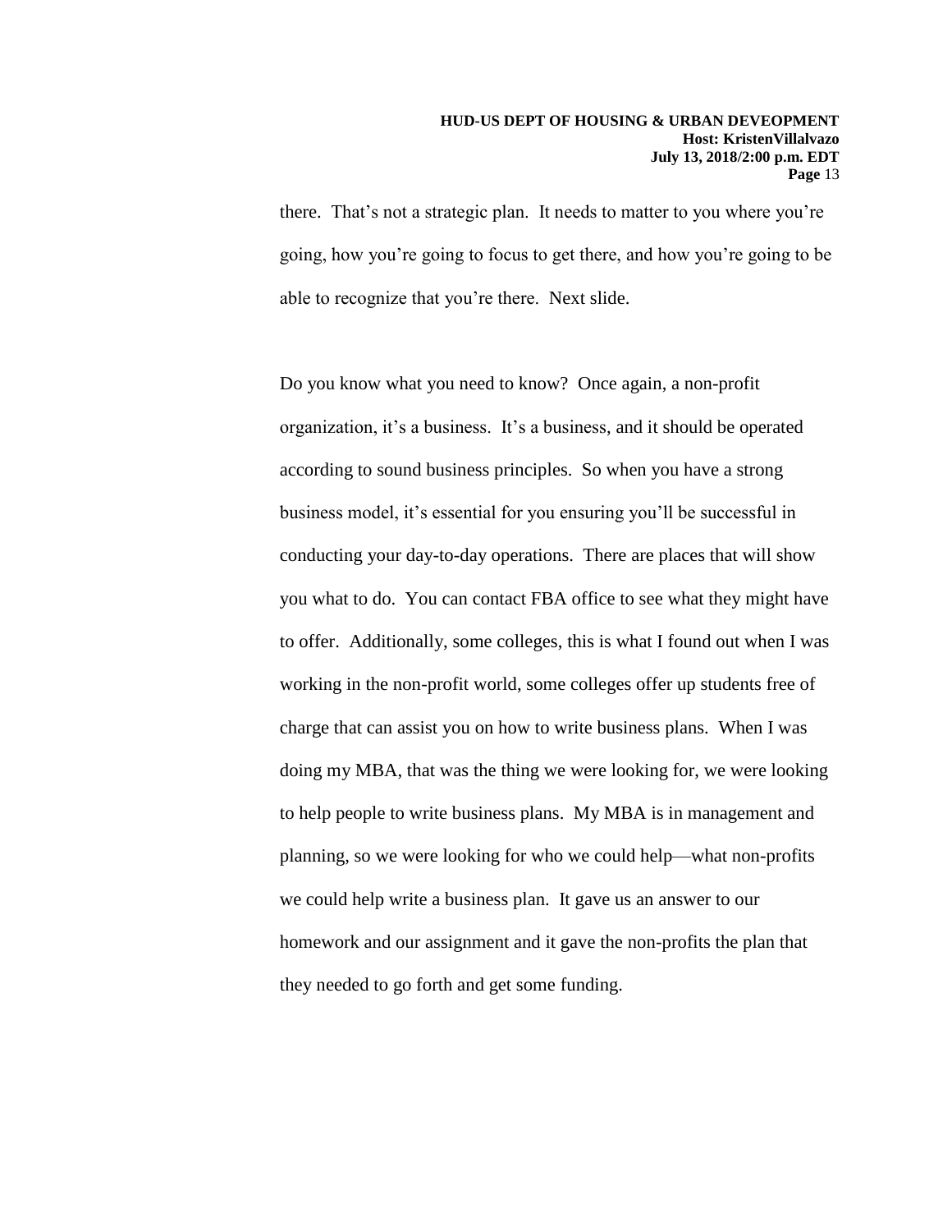there. That's not a strategic plan. It needs to matter to you where you're going, how you're going to focus to get there, and how you're going to be able to recognize that you're there. Next slide.

Do you know what you need to know? Once again, a non-profit organization, it's a business. It's a business, and it should be operated according to sound business principles. So when you have a strong business model, it's essential for you ensuring you'll be successful in conducting your day-to-day operations. There are places that will show you what to do. You can contact FBA office to see what they might have to offer. Additionally, some colleges, this is what I found out when I was working in the non-profit world, some colleges offer up students free of charge that can assist you on how to write business plans. When I was doing my MBA, that was the thing we were looking for, we were looking to help people to write business plans. My MBA is in management and planning, so we were looking for who we could help—what non-profits we could help write a business plan. It gave us an answer to our homework and our assignment and it gave the non-profits the plan that they needed to go forth and get some funding.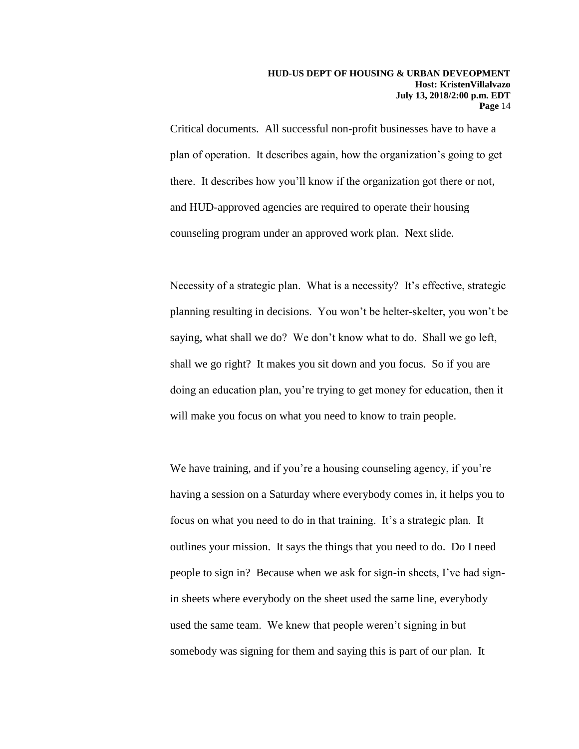Critical documents. All successful non-profit businesses have to have a plan of operation. It describes again, how the organization's going to get there. It describes how you'll know if the organization got there or not, and HUD-approved agencies are required to operate their housing counseling program under an approved work plan. Next slide.

Necessity of a strategic plan. What is a necessity? It's effective, strategic planning resulting in decisions. You won't be helter-skelter, you won't be saying, what shall we do? We don't know what to do. Shall we go left, shall we go right? It makes you sit down and you focus. So if you are doing an education plan, you're trying to get money for education, then it will make you focus on what you need to know to train people.

We have training, and if you're a housing counseling agency, if you're having a session on a Saturday where everybody comes in, it helps you to focus on what you need to do in that training. It's a strategic plan. It outlines your mission. It says the things that you need to do. Do I need people to sign in? Because when we ask for sign-in sheets, I've had sign-in sheets where everybody on the sheet used the same line, everybody used the same team. We knew that people weren't signing in but somebody was signing for them and saying this is part of our plan. It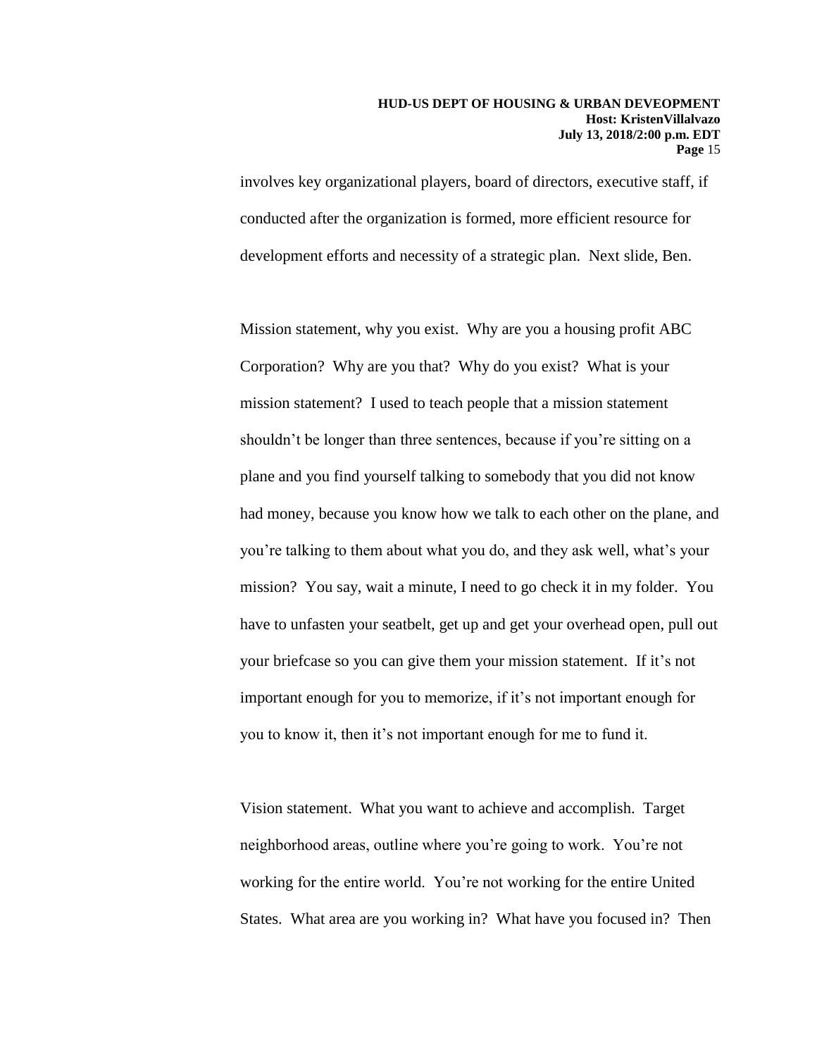involves key organizational players, board of directors, executive staff, if conducted after the organization is formed, more efficient resource for development efforts and necessity of a strategic plan. Next slide, Ben.

Mission statement, why you exist. Why are you a housing profit ABC Corporation? Why are you that? Why do you exist? What is your mission statement? I used to teach people that a mission statement shouldn't be longer than three sentences, because if you're sitting on a plane and you find yourself talking to somebody that you did not know had money, because you know how we talk to each other on the plane, and you're talking to them about what you do, and they ask well, what's your mission? You say, wait a minute, I need to go check it in my folder. You have to unfasten your seatbelt, get up and get your overhead open, pull out your briefcase so you can give them your mission statement. If it's not important enough for you to memorize, if it's not important enough for you to know it, then it's not important enough for me to fund it.

Vision statement. What you want to achieve and accomplish. Target neighborhood areas, outline where you're going to work. You're not working for the entire world. You're not working for the entire United States. What area are you working in? What have you focused in? Then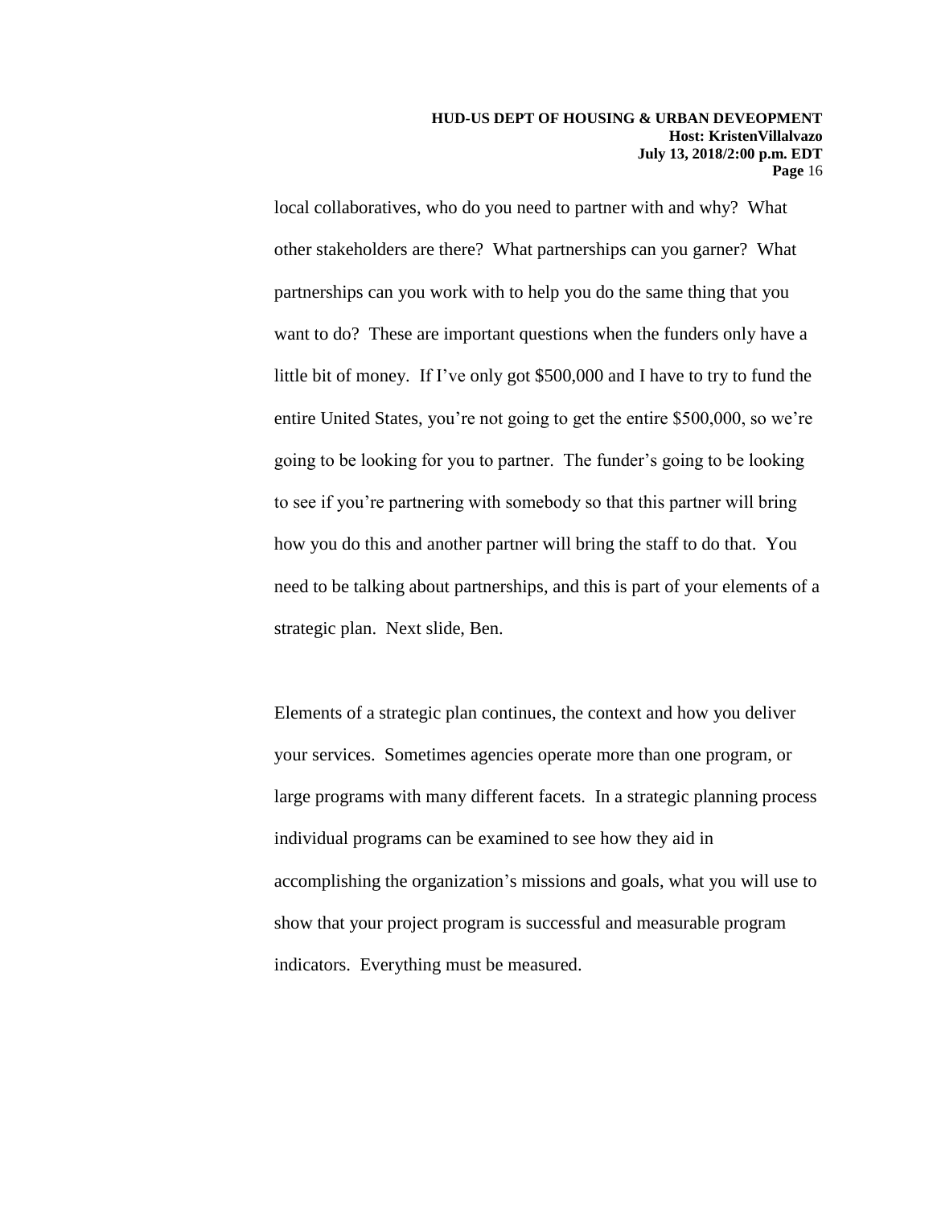local collaboratives, who do you need to partner with and why? What other stakeholders are there? What partnerships can you garner? What partnerships can you work with to help you do the same thing that you want to do? These are important questions when the funders only have a little bit of money. If I've only got $500,000 and I have to try to fund the entire United States, you're not going to get the entire $500,000, so we're going to be looking for you to partner. The funder's going to be looking to see if you're partnering with somebody so that this partner will bring how you do this and another partner will bring the staff to do that. You need to be talking about partnerships, and this is part of your elements of a strategic plan. Next slide, Ben.

Elements of a strategic plan continues, the context and how you deliver your services. Sometimes agencies operate more than one program, or large programs with many different facets. In a strategic planning process individual programs can be examined to see how they aid in accomplishing the organization's missions and goals, what you will use to show that your project program is successful and measurable program indicators. Everything must be measured.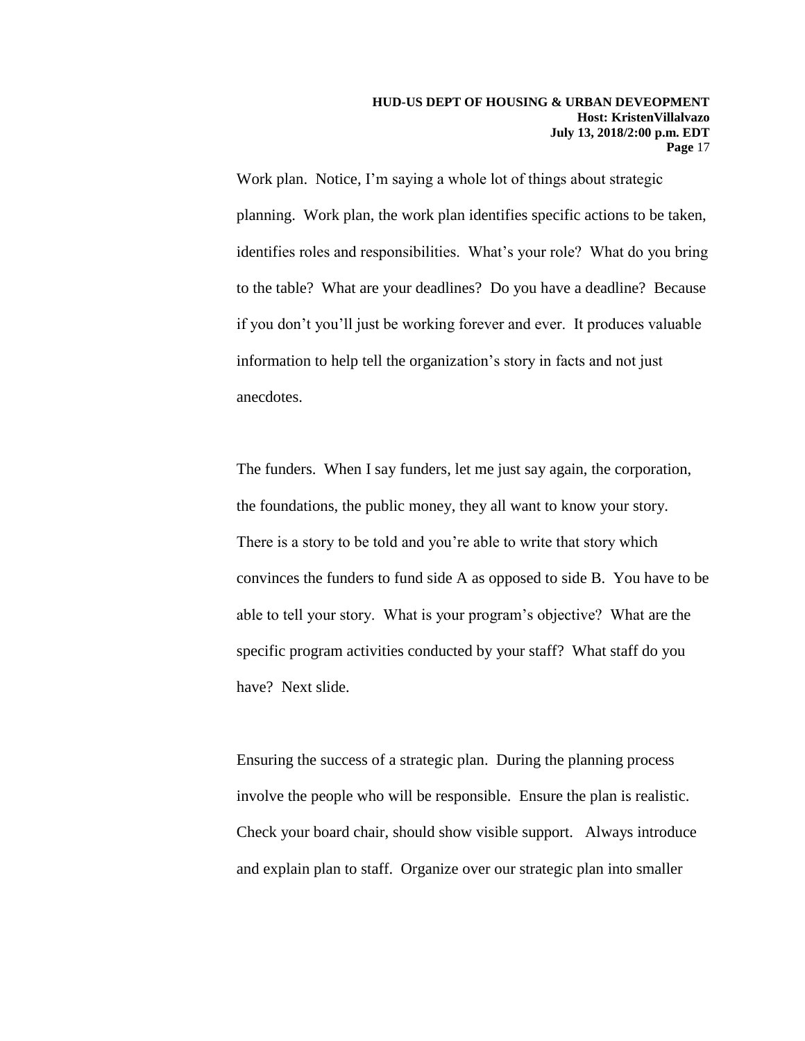Work plan. Notice, I'm saying a whole lot of things about strategic planning. Work plan, the work plan identifies specific actions to be taken, identifies roles and responsibilities. What's your role? What do you bring to the table? What are your deadlines? Do you have a deadline? Because if you don't you'll just be working forever and ever. It produces valuable information to help tell the organization's story in facts and not just anecdotes.

The funders. When I say funders, let me just say again, the corporation, the foundations, the public money, they all want to know your story. There is a story to be told and you're able to write that story which convinces the funders to fund side A as opposed to side B. You have to be able to tell your story. What is your program's objective? What are the specific program activities conducted by your staff? What staff do you have? Next slide.

Ensuring the success of a strategic plan. During the planning process involve the people who will be responsible. Ensure the plan is realistic. Check your board chair, should show visible support. Always introduce and explain plan to staff. Organize over our strategic plan into smaller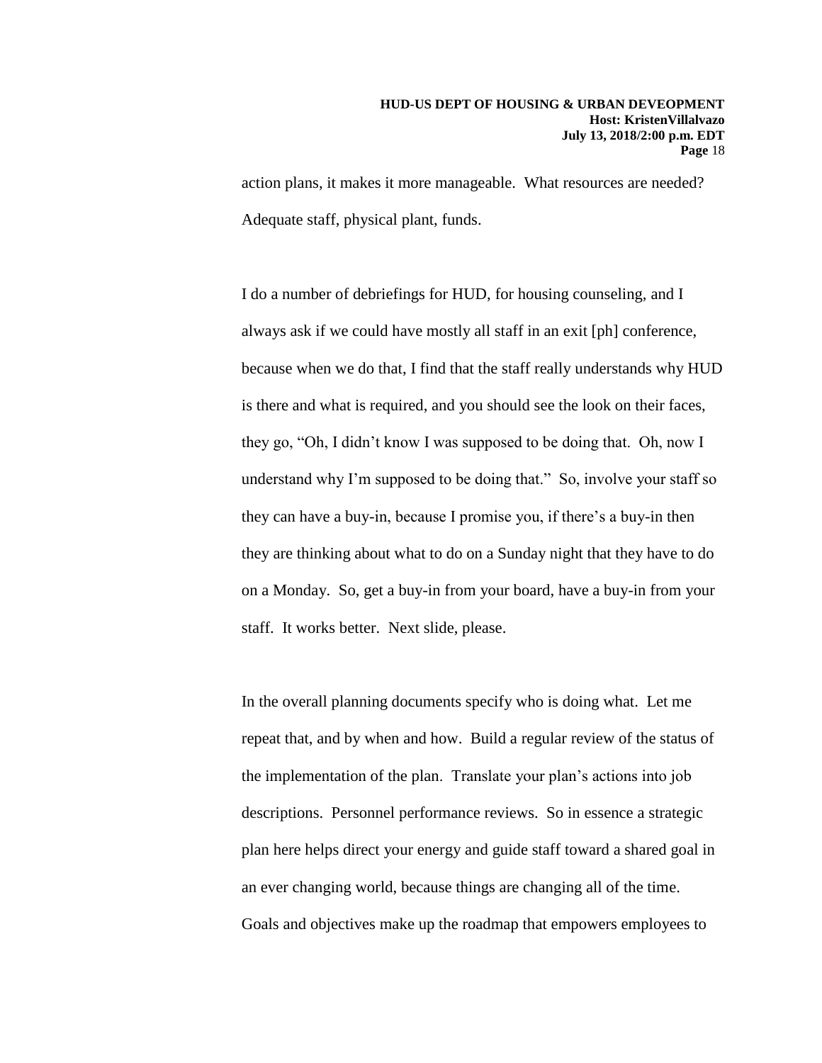action plans, it makes it more manageable. What resources are needed? Adequate staff, physical plant, funds.

I do a number of debriefings for HUD, for housing counseling, and I always ask if we could have mostly all staff in an exit [ph] conference, because when we do that, I find that the staff really understands why HUD is there and what is required, and you should see the look on their faces, they go, "Oh, I didn't know I was supposed to be doing that. Oh, now I understand why I'm supposed to be doing that." So, involve your staff so they can have a buy-in, because I promise you, if there's a buy-in then they are thinking about what to do on a Sunday night that they have to do on a Monday. So, get a buy-in from your board, have a buy-in from your staff. It works better. Next slide, please.

In the overall planning documents specify who is doing what. Let me repeat that, and by when and how. Build a regular review of the status of the implementation of the plan. Translate your plan's actions into job descriptions. Personnel performance reviews. So in essence a strategic plan here helps direct your energy and guide staff toward a shared goal in an ever changing world, because things are changing all of the time. Goals and objectives make up the roadmap that empowers employees to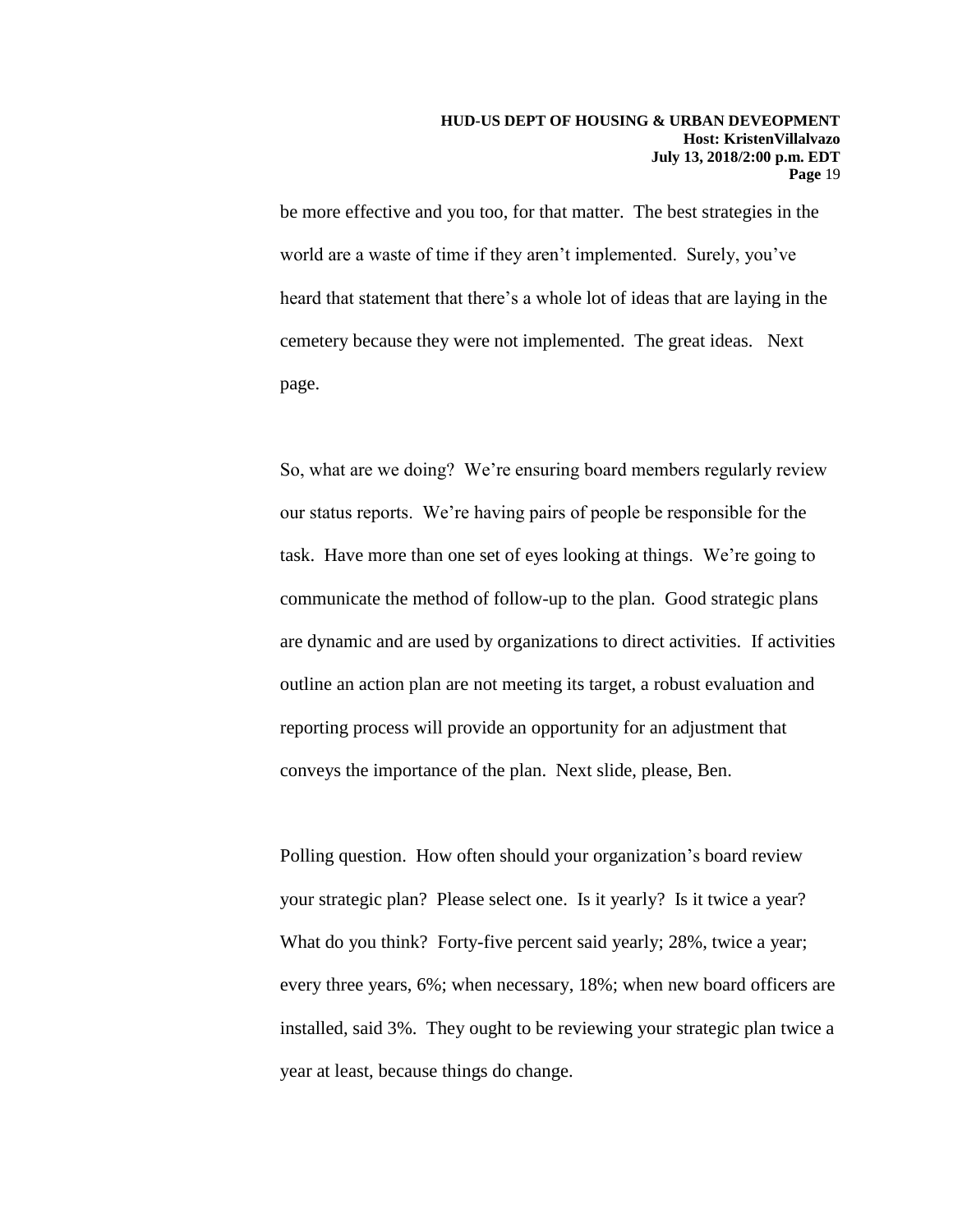be more effective and you too, for that matter. The best strategies in the world are a waste of time if they aren't implemented. Surely, you've heard that statement that there's a whole lot of ideas that are laying in the cemetery because they were not implemented. The great ideas. Next page.

So, what are we doing? We're ensuring board members regularly review our status reports. We're having pairs of people be responsible for the task. Have more than one set of eyes looking at things. We're going to communicate the method of follow-up to the plan. Good strategic plans are dynamic and are used by organizations to direct activities. If activities outline an action plan are not meeting its target, a robust evaluation and reporting process will provide an opportunity for an adjustment that conveys the importance of the plan. Next slide, please, Ben.

Polling question. How often should your organization's board review your strategic plan? Please select one. Is it yearly? Is it twice a year? What do you think? Forty-five percent said yearly; 28%, twice a year; every three years, 6%; when necessary, 18%; when new board officers are installed, said 3%. They ought to be reviewing your strategic plan twice a year at least, because things do change.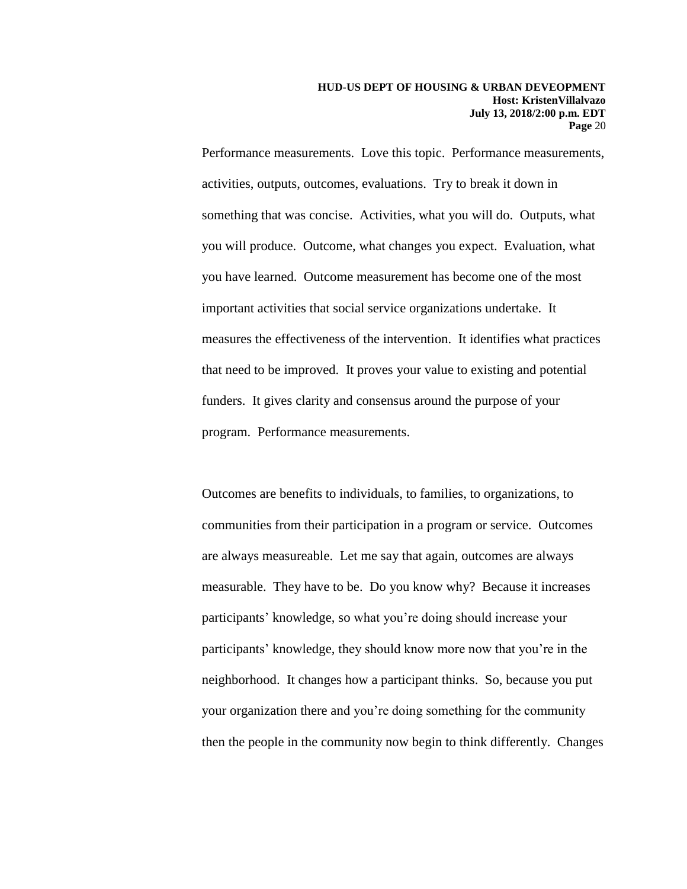Performance measurements. Love this topic. Performance measurements, activities, outputs, outcomes, evaluations. Try to break it down in something that was concise. Activities, what you will do. Outputs, what you will produce. Outcome, what changes you expect. Evaluation, what you have learned. Outcome measurement has become one of the most important activities that social service organizations undertake. It measures the effectiveness of the intervention. It identifies what practices that need to be improved. It proves your value to existing and potential funders. It gives clarity and consensus around the purpose of your program. Performance measurements.

Outcomes are benefits to individuals, to families, to organizations, to communities from their participation in a program or service. Outcomes are always measureable. Let me say that again, outcomes are always measurable. They have to be. Do you know why? Because it increases participants' knowledge, so what you're doing should increase your participants' knowledge, they should know more now that you're in the neighborhood. It changes how a participant thinks. So, because you put your organization there and you're doing something for the community then the people in the community now begin to think differently. Changes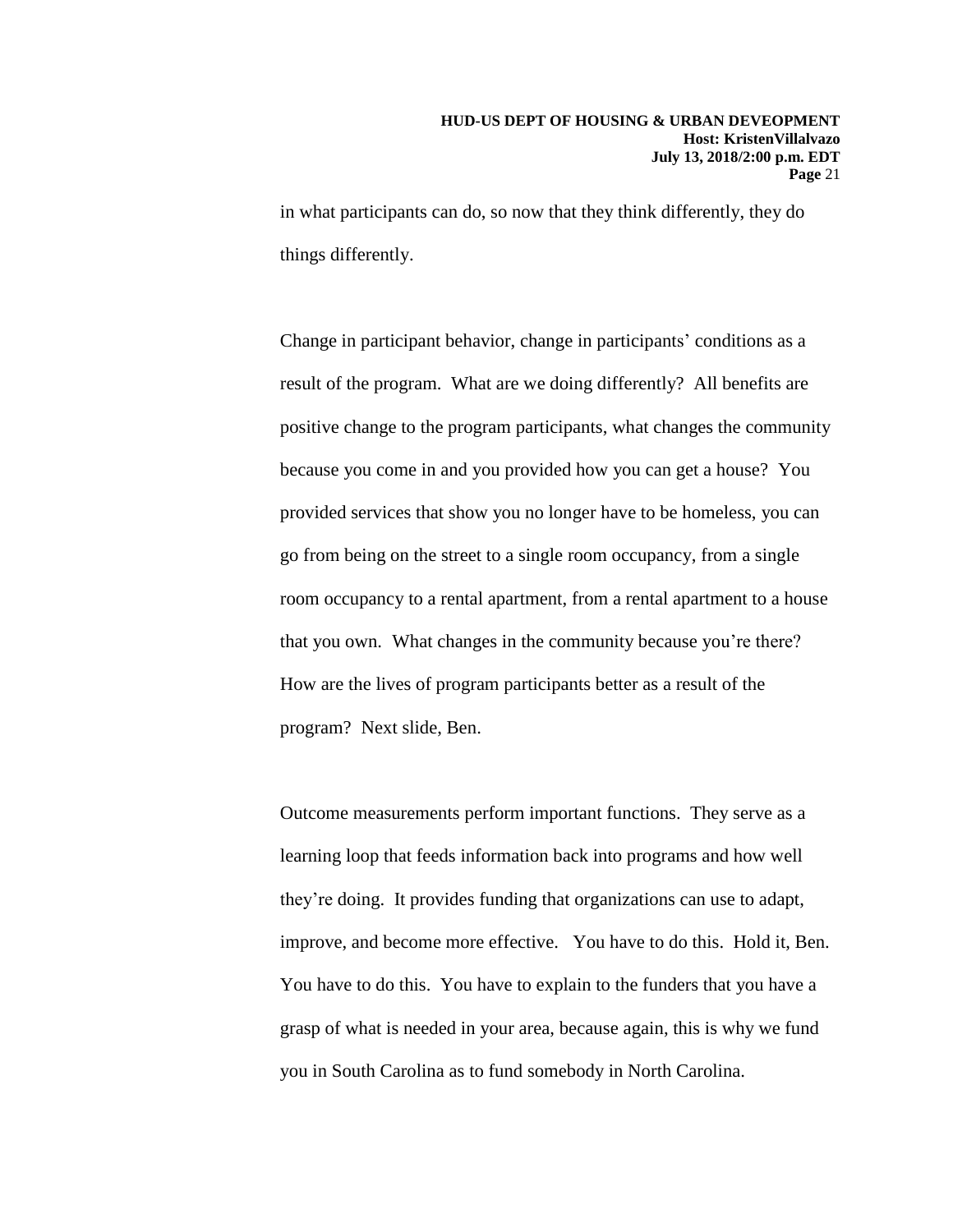in what participants can do, so now that they think differently, they do things differently.

Change in participant behavior, change in participants' conditions as a result of the program. What are we doing differently? All benefits are positive change to the program participants, what changes the community because you come in and you provided how you can get a house? You provided services that show you no longer have to be homeless, you can go from being on the street to a single room occupancy, from a single room occupancy to a rental apartment, from a rental apartment to a house that you own. What changes in the community because you're there? How are the lives of program participants better as a result of the program? Next slide, Ben.

Outcome measurements perform important functions. They serve as a learning loop that feeds information back into programs and how well they're doing. It provides funding that organizations can use to adapt, improve, and become more effective. You have to do this. Hold it, Ben. You have to do this. You have to explain to the funders that you have a grasp of what is needed in your area, because again, this is why we fund you in South Carolina as to fund somebody in North Carolina.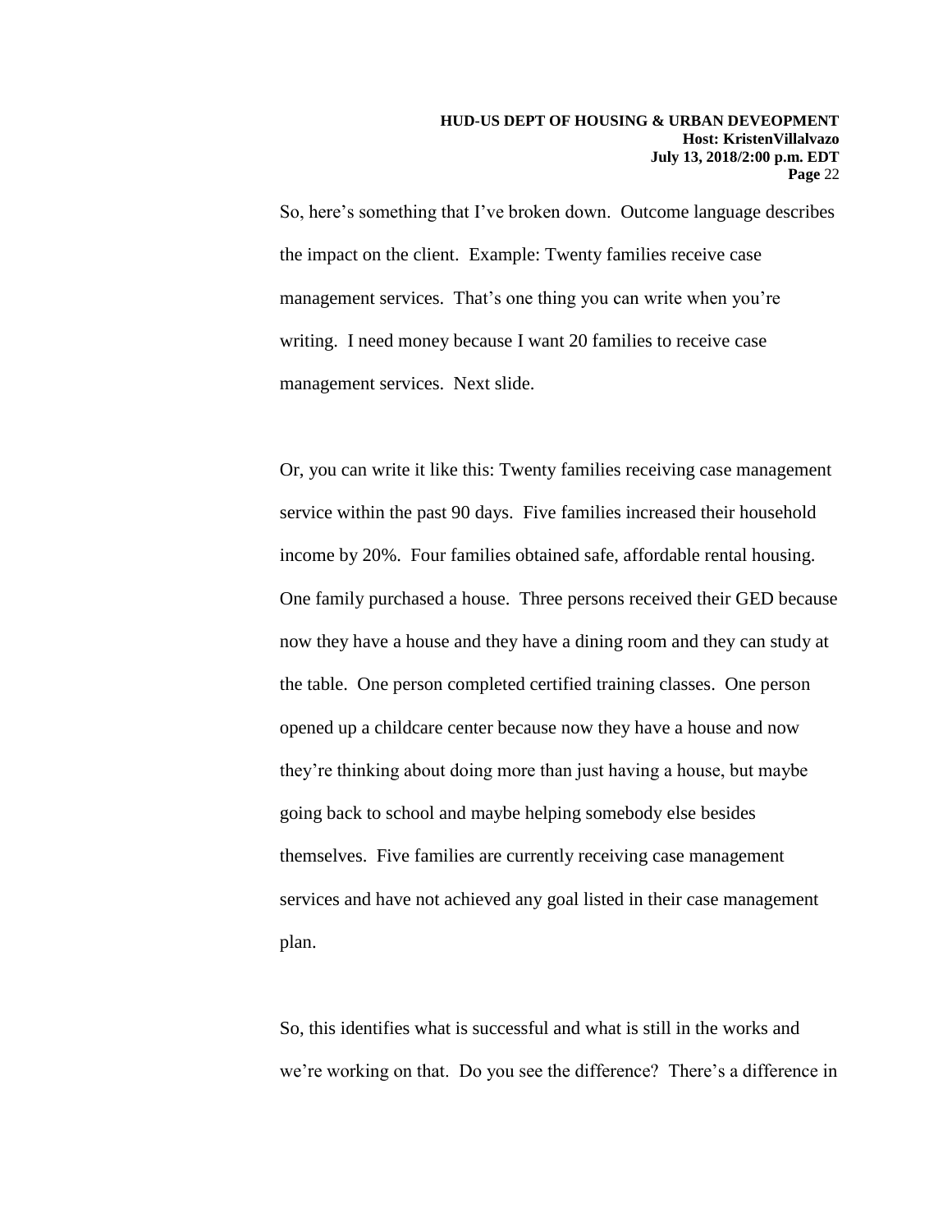So, here's something that I've broken down. Outcome language describes the impact on the client. Example: Twenty families receive case management services. That's one thing you can write when you're writing. I need money because I want 20 families to receive case management services. Next slide.

Or, you can write it like this: Twenty families receiving case management service within the past 90 days. Five families increased their household income by 20%. Four families obtained safe, affordable rental housing. One family purchased a house. Three persons received their GED because now they have a house and they have a dining room and they can study at the table. One person completed certified training classes. One person opened up a childcare center because now they have a house and now they're thinking about doing more than just having a house, but maybe going back to school and maybe helping somebody else besides themselves. Five families are currently receiving case management services and have not achieved any goal listed in their case management plan.

So, this identifies what is successful and what is still in the works and we're working on that. Do you see the difference? There's a difference in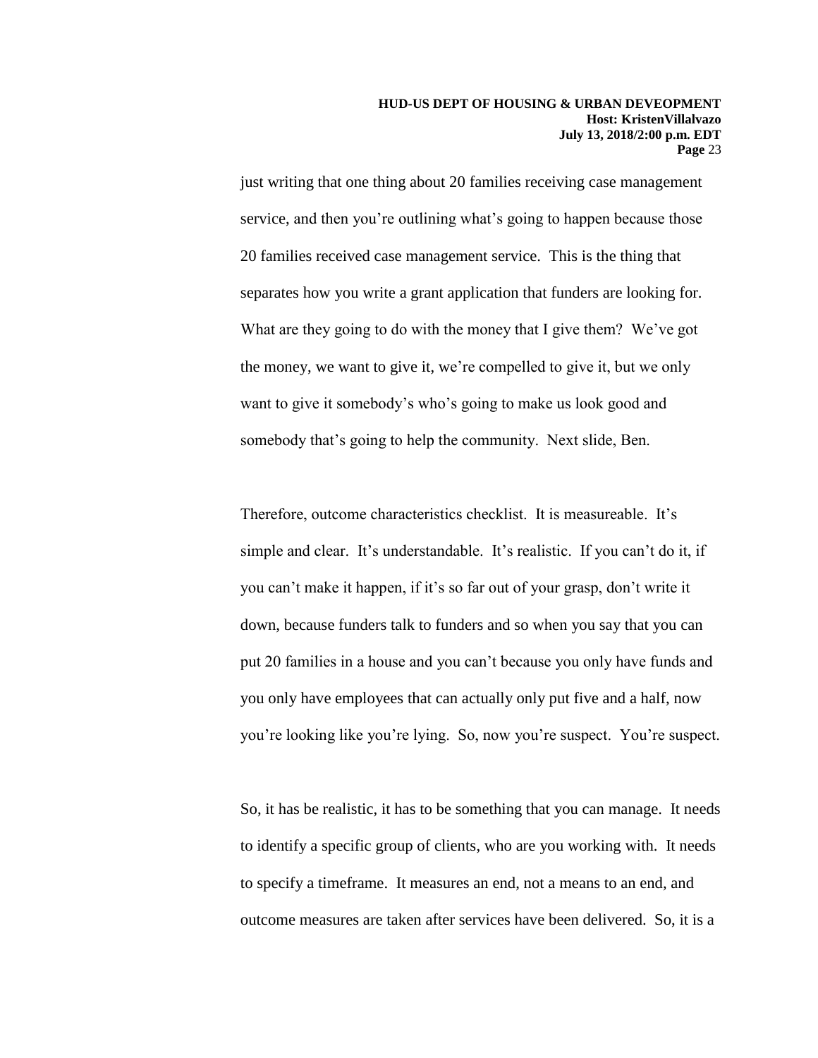just writing that one thing about 20 families receiving case management service, and then you're outlining what's going to happen because those 20 families received case management service. This is the thing that separates how you write a grant application that funders are looking for. What are they going to do with the money that I give them? We've got the money, we want to give it, we're compelled to give it, but we only want to give it somebody's who's going to make us look good and somebody that's going to help the community. Next slide, Ben.

Therefore, outcome characteristics checklist. It is measureable. It's simple and clear. It's understandable. It's realistic. If you can't do it, if you can't make it happen, if it's so far out of your grasp, don't write it down, because funders talk to funders and so when you say that you can put 20 families in a house and you can't because you only have funds and you only have employees that can actually only put five and a half, now you're looking like you're lying. So, now you're suspect. You're suspect.

So, it has be realistic, it has to be something that you can manage. It needs to identify a specific group of clients, who are you working with. It needs to specify a timeframe. It measures an end, not a means to an end, and outcome measures are taken after services have been delivered. So, it is a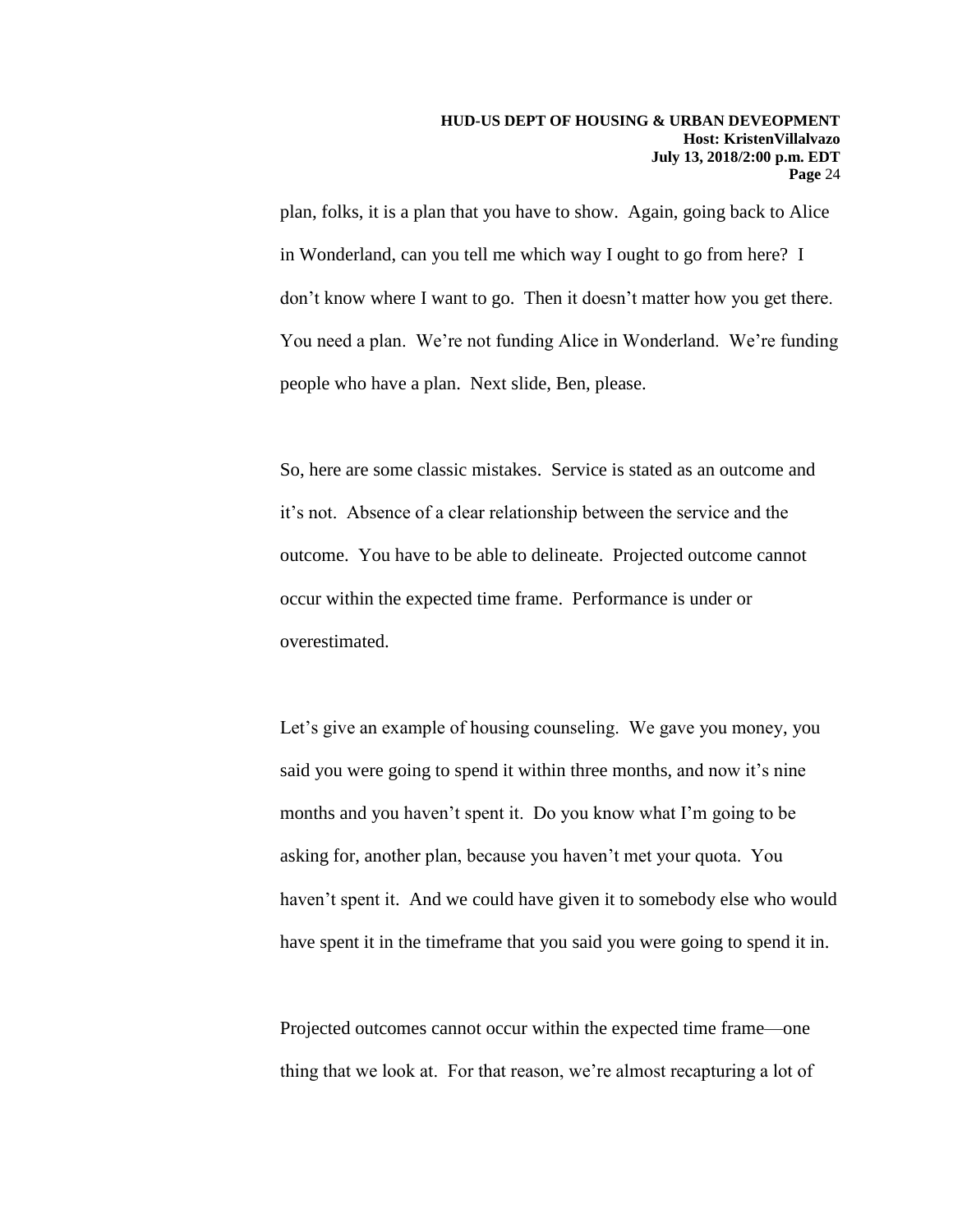plan, folks, it is a plan that you have to show. Again, going back to Alice in Wonderland, can you tell me which way I ought to go from here? I don't know where I want to go. Then it doesn't matter how you get there. You need a plan. We're not funding Alice in Wonderland. We're funding people who have a plan. Next slide, Ben, please.

So, here are some classic mistakes. Service is stated as an outcome and it's not. Absence of a clear relationship between the service and the outcome. You have to be able to delineate. Projected outcome cannot occur within the expected time frame. Performance is under or overestimated.

Let's give an example of housing counseling. We gave you money, you said you were going to spend it within three months, and now it's nine months and you haven't spent it. Do you know what I'm going to be asking for, another plan, because you haven't met your quota. You haven't spent it. And we could have given it to somebody else who would have spent it in the timeframe that you said you were going to spend it in.

Projected outcomes cannot occur within the expected time frame—one thing that we look at. For that reason, we're almost recapturing a lot of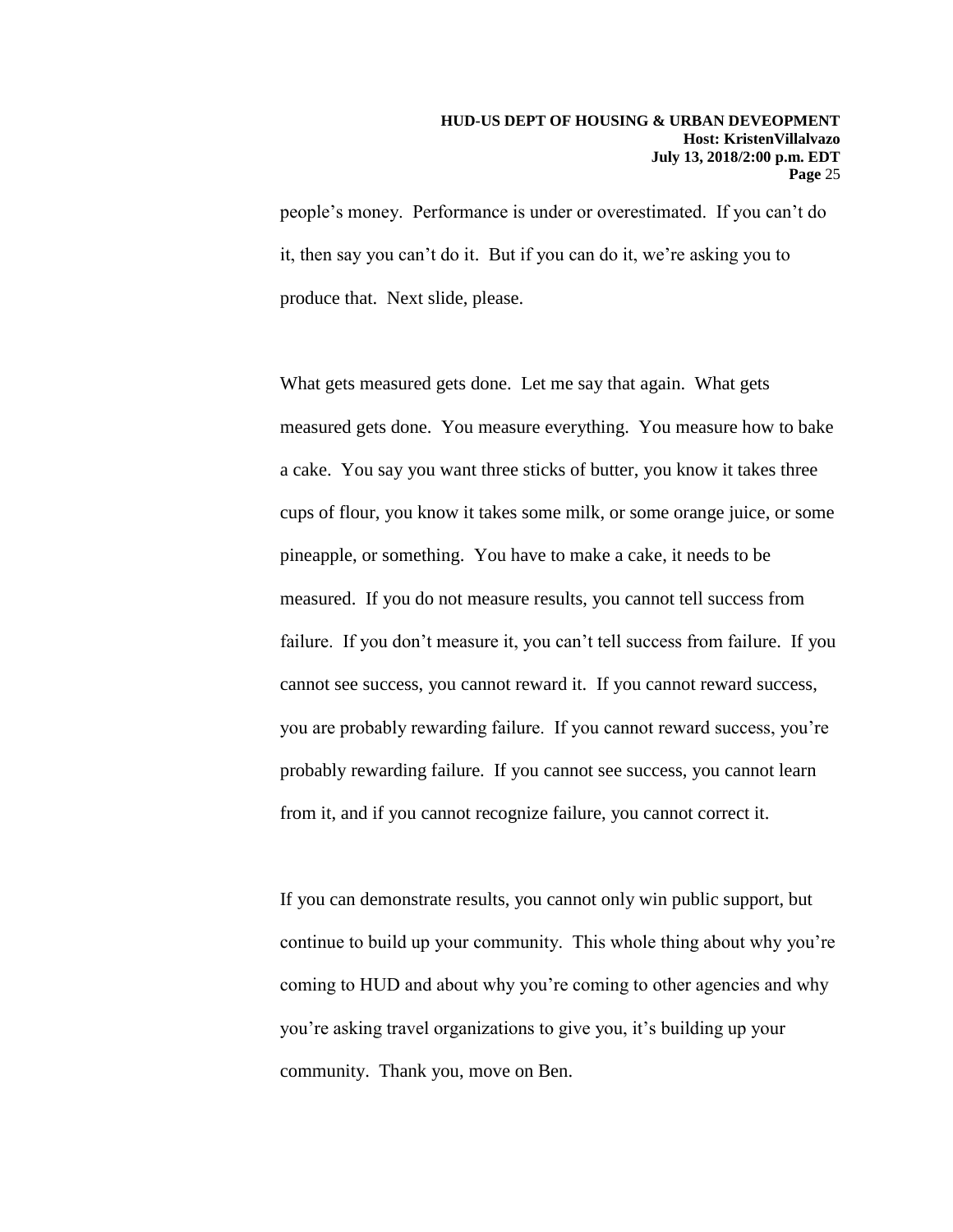people's money. Performance is under or overestimated. If you can't do it, then say you can't do it. But if you can do it, we're asking you to produce that. Next slide, please.

What gets measured gets done. Let me say that again. What gets measured gets done. You measure everything. You measure how to bake a cake. You say you want three sticks of butter, you know it takes three cups of flour, you know it takes some milk, or some orange juice, or some pineapple, or something. You have to make a cake, it needs to be measured. If you do not measure results, you cannot tell success from failure. If you don't measure it, you can't tell success from failure. If you cannot see success, you cannot reward it. If you cannot reward success, you are probably rewarding failure. If you cannot reward success, you're probably rewarding failure. If you cannot see success, you cannot learn from it, and if you cannot recognize failure, you cannot correct it.

If you can demonstrate results, you cannot only win public support, but continue to build up your community. This whole thing about why you're coming to HUD and about why you're coming to other agencies and why you're asking travel organizations to give you, it's building up your community. Thank you, move on Ben.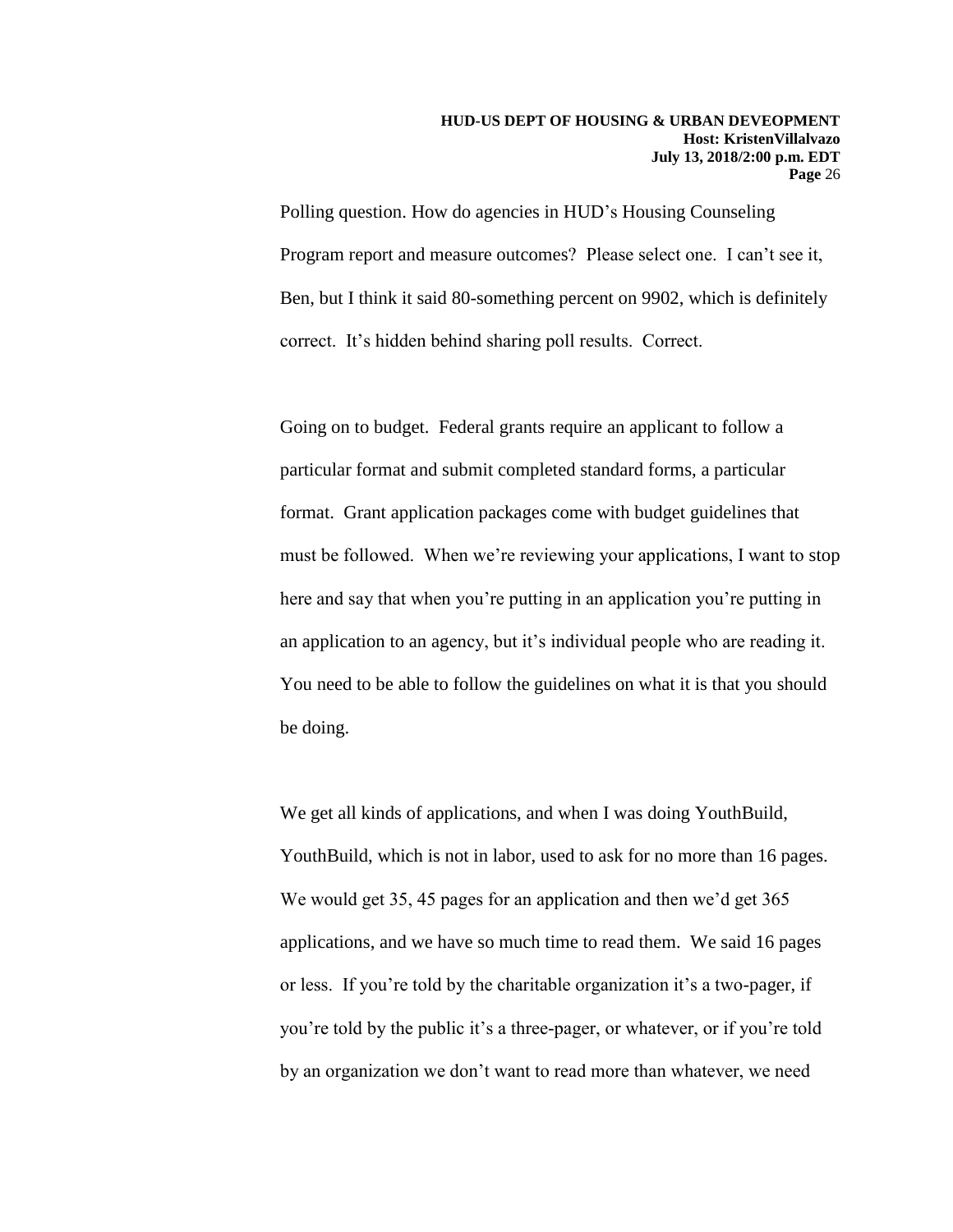Polling question. How do agencies in HUD's Housing Counseling Program report and measure outcomes? Please select one. I can't see it, Ben, but I think it said 80-something percent on 9902, which is definitely correct. It's hidden behind sharing poll results. Correct.

Going on to budget. Federal grants require an applicant to follow a particular format and submit completed standard forms, a particular format. Grant application packages come with budget guidelines that must be followed. When we're reviewing your applications, I want to stop here and say that when you're putting in an application you're putting in an application to an agency, but it's individual people who are reading it. You need to be able to follow the guidelines on what it is that you should be doing.

We get all kinds of applications, and when I was doing YouthBuild, YouthBuild, which is not in labor, used to ask for no more than 16 pages. We would get 35, 45 pages for an application and then we'd get 365 applications, and we have so much time to read them. We said 16 pages or less. If you're told by the charitable organization it's a two-pager, if you're told by the public it's a three-pager, or whatever, or if you're told by an organization we don't want to read more than whatever, we need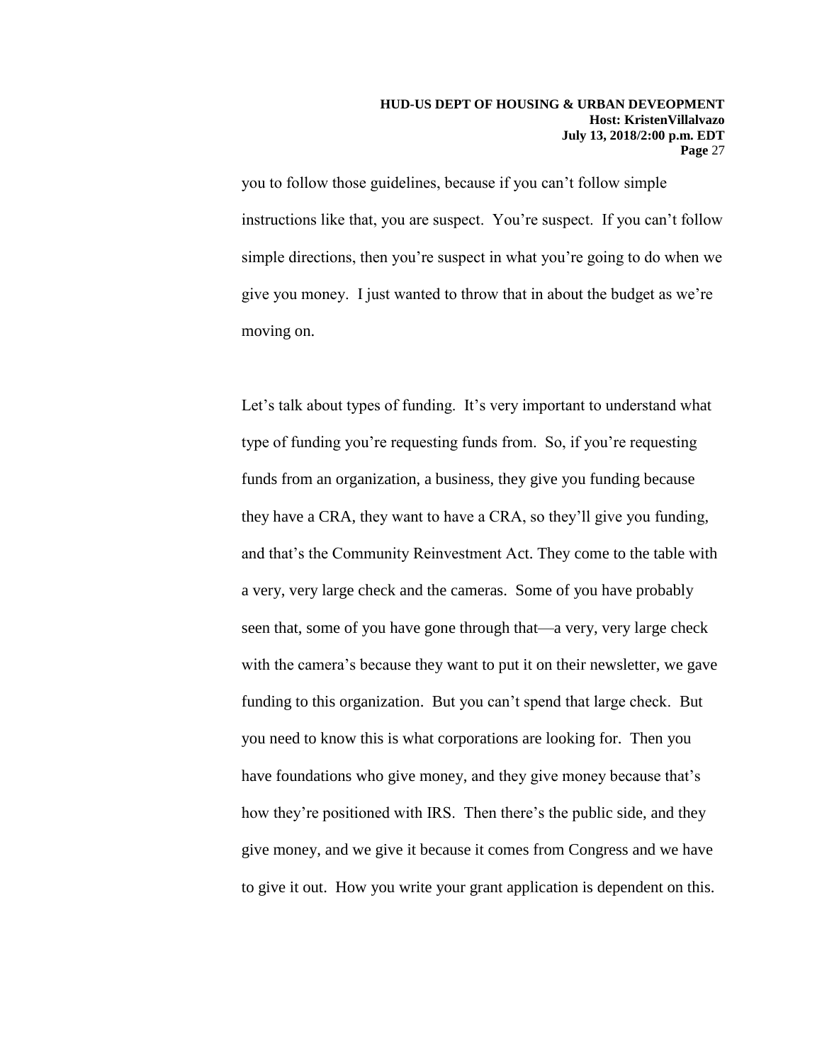you to follow those guidelines, because if you can't follow simple instructions like that, you are suspect. You're suspect. If you can't follow simple directions, then you're suspect in what you're going to do when we give you money. I just wanted to throw that in about the budget as we're moving on.

Let's talk about types of funding. It's very important to understand what type of funding you're requesting funds from. So, if you're requesting funds from an organization, a business, they give you funding because they have a CRA, they want to have a CRA, so they'll give you funding, and that's the Community Reinvestment Act. They come to the table with a very, very large check and the cameras. Some of you have probably seen that, some of you have gone through that—a very, very large check with the camera's because they want to put it on their newsletter, we gave funding to this organization. But you can't spend that large check. But you need to know this is what corporations are looking for. Then you have foundations who give money, and they give money because that's how they're positioned with IRS. Then there's the public side, and they give money, and we give it because it comes from Congress and we have to give it out. How you write your grant application is dependent on this.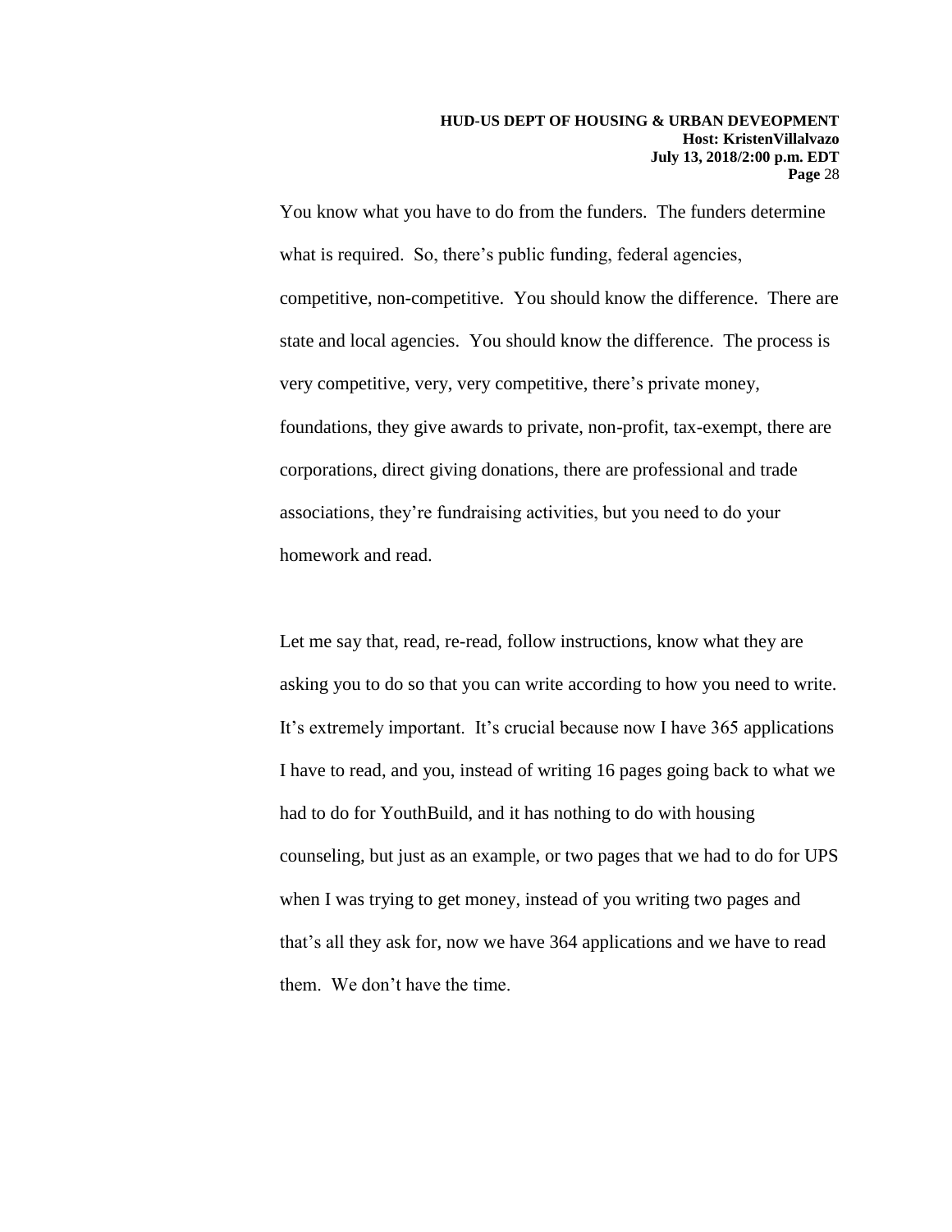You know what you have to do from the funders. The funders determine what is required. So, there's public funding, federal agencies, competitive, non-competitive. You should know the difference. There are state and local agencies. You should know the difference. The process is very competitive, very, very competitive, there's private money, foundations, they give awards to private, non-profit, tax-exempt, there are corporations, direct giving donations, there are professional and trade associations, they're fundraising activities, but you need to do your homework and read.

Let me say that, read, re-read, follow instructions, know what they are asking you to do so that you can write according to how you need to write. It's extremely important. It's crucial because now I have 365 applications I have to read, and you, instead of writing 16 pages going back to what we had to do for YouthBuild, and it has nothing to do with housing counseling, but just as an example, or two pages that we had to do for UPS when I was trying to get money, instead of you writing two pages and that's all they ask for, now we have 364 applications and we have to read them. We don't have the time.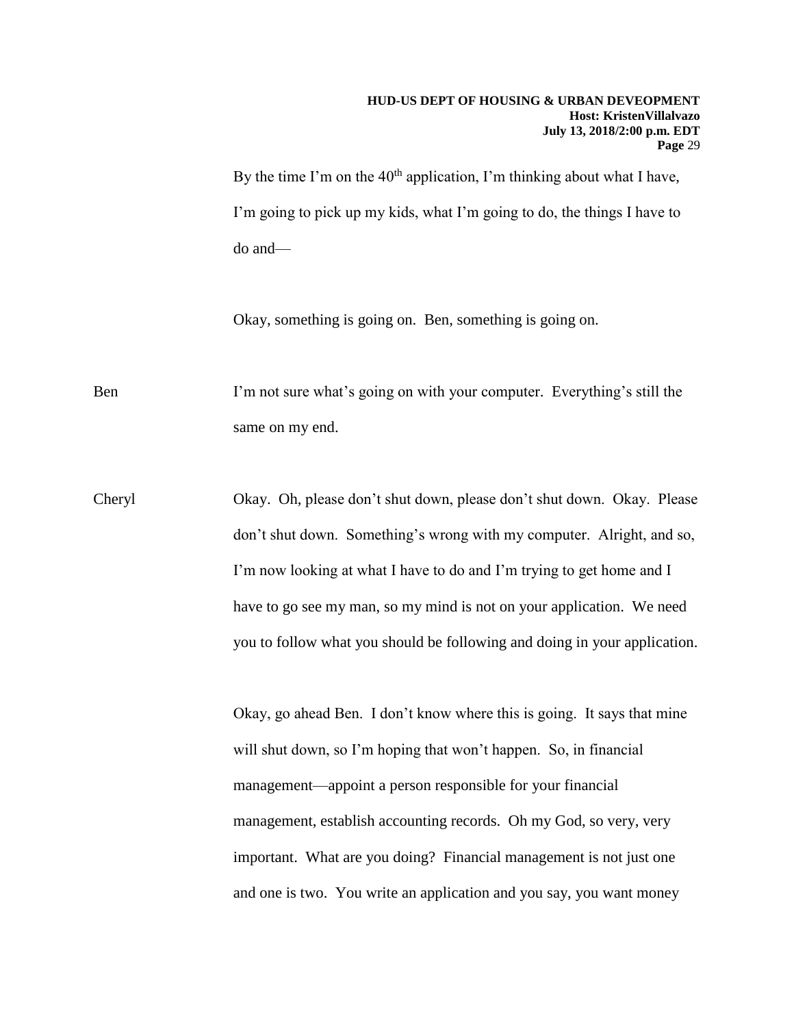By the time I'm on the 40th application, I'm thinking about what I have, I'm going to pick up my kids, what I'm going to do, the things I have to do and—

Okay, something is going on. Ben, something is going on.

Ben I'm not sure what's going on with your computer. Everything's still the same on my end.

Cheryl Okay. Oh, please don't shut down, please don't shut down. Okay. Please don't shut down. Something's wrong with my computer. Alright, and so, I'm now looking at what I have to do and I'm trying to get home and I have to go see my man, so my mind is not on your application. We need you to follow what you should be following and doing in your application.

Okay, go ahead Ben. I don't know where this is going. It says that mine will shut down, so I'm hoping that won't happen. So, in financial management—appoint a person responsible for your financial management, establish accounting records. Oh my God, so very, very important. What are you doing? Financial management is not just one and one is two. You write an application and you say, you want money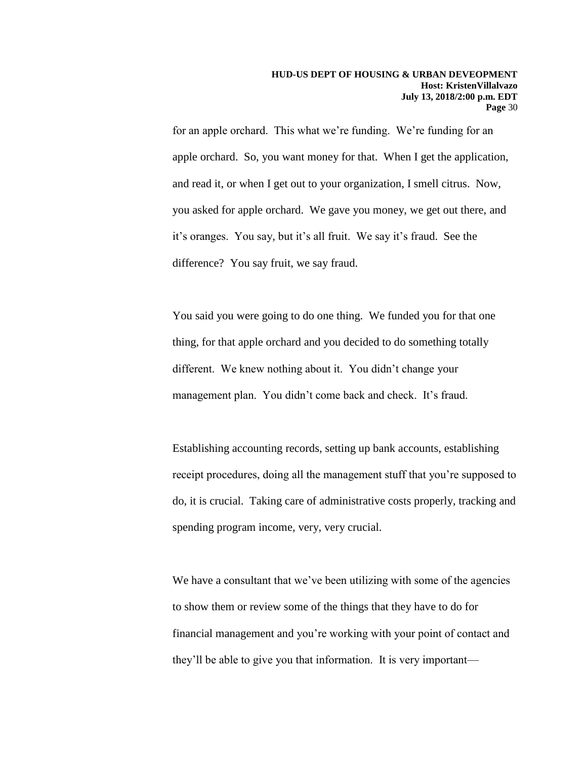for an apple orchard. This what we're funding. We're funding for an apple orchard. So, you want money for that. When I get the application, and read it, or when I get out to your organization, I smell citrus. Now, you asked for apple orchard. We gave you money, we get out there, and it's oranges. You say, but it's all fruit. We say it's fraud. See the difference? You say fruit, we say fraud.

You said you were going to do one thing. We funded you for that one thing, for that apple orchard and you decided to do something totally different. We knew nothing about it. You didn't change your management plan. You didn't come back and check. It's fraud.

Establishing accounting records, setting up bank accounts, establishing receipt procedures, doing all the management stuff that you're supposed to do, it is crucial. Taking care of administrative costs properly, tracking and spending program income, very, very crucial.

We have a consultant that we've been utilizing with some of the agencies to show them or review some of the things that they have to do for financial management and you're working with your point of contact and they'll be able to give you that information. It is very important—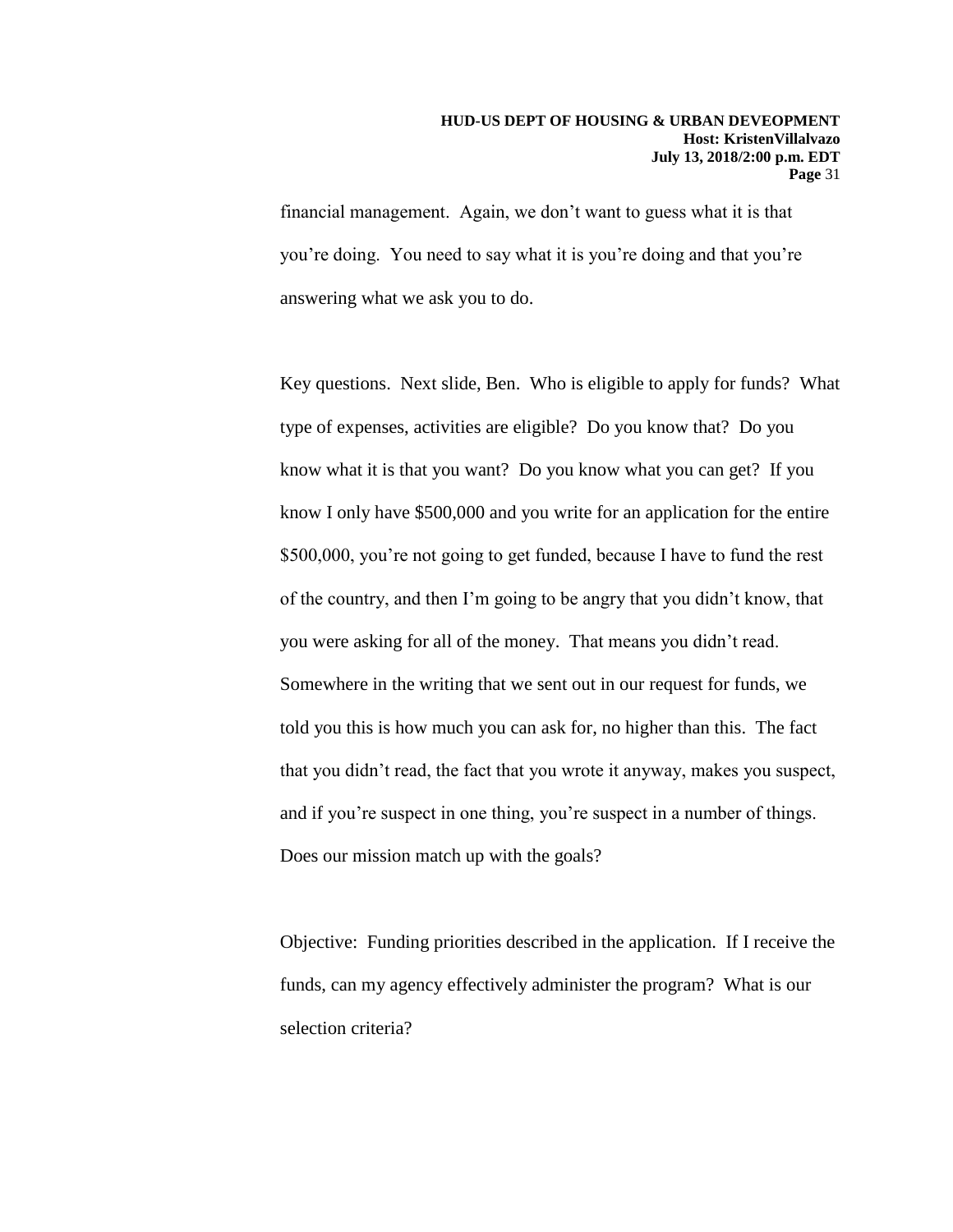financial management. Again, we don't want to guess what it is that you're doing. You need to say what it is you're doing and that you're answering what we ask you to do.

Key questions. Next slide, Ben. Who is eligible to apply for funds? What type of expenses, activities are eligible? Do you know that? Do you know what it is that you want? Do you know what you can get? If you know I only have $500,000 and you write for an application for the entire $500,000, you're not going to get funded, because I have to fund the rest of the country, and then I'm going to be angry that you didn't know, that you were asking for all of the money. That means you didn't read. Somewhere in the writing that we sent out in our request for funds, we told you this is how much you can ask for, no higher than this. The fact that you didn't read, the fact that you wrote it anyway, makes you suspect, and if you're suspect in one thing, you're suspect in a number of things. Does our mission match up with the goals?

Objective: Funding priorities described in the application. If I receive the funds, can my agency effectively administer the program? What is our selection criteria?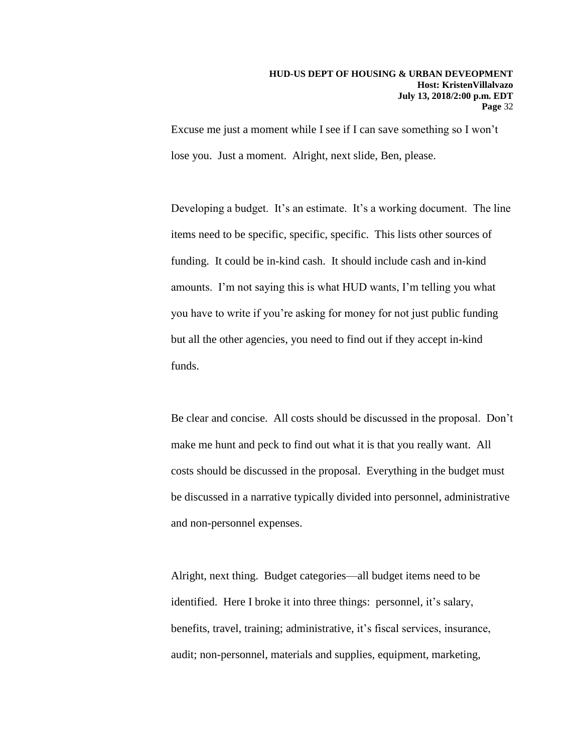Excuse me just a moment while I see if I can save something so I won't lose you. Just a moment. Alright, next slide, Ben, please.

Developing a budget. It's an estimate. It's a working document. The line items need to be specific, specific, specific. This lists other sources of funding. It could be in-kind cash. It should include cash and in-kind amounts. I'm not saying this is what HUD wants, I'm telling you what you have to write if you're asking for money for not just public funding but all the other agencies, you need to find out if they accept in-kind funds.

Be clear and concise. All costs should be discussed in the proposal. Don't make me hunt and peck to find out what it is that you really want. All costs should be discussed in the proposal. Everything in the budget must be discussed in a narrative typically divided into personnel, administrative and non-personnel expenses.

Alright, next thing. Budget categories—all budget items need to be identified. Here I broke it into three things: personnel, it's salary, benefits, travel, training; administrative, it's fiscal services, insurance, audit; non-personnel, materials and supplies, equipment, marketing,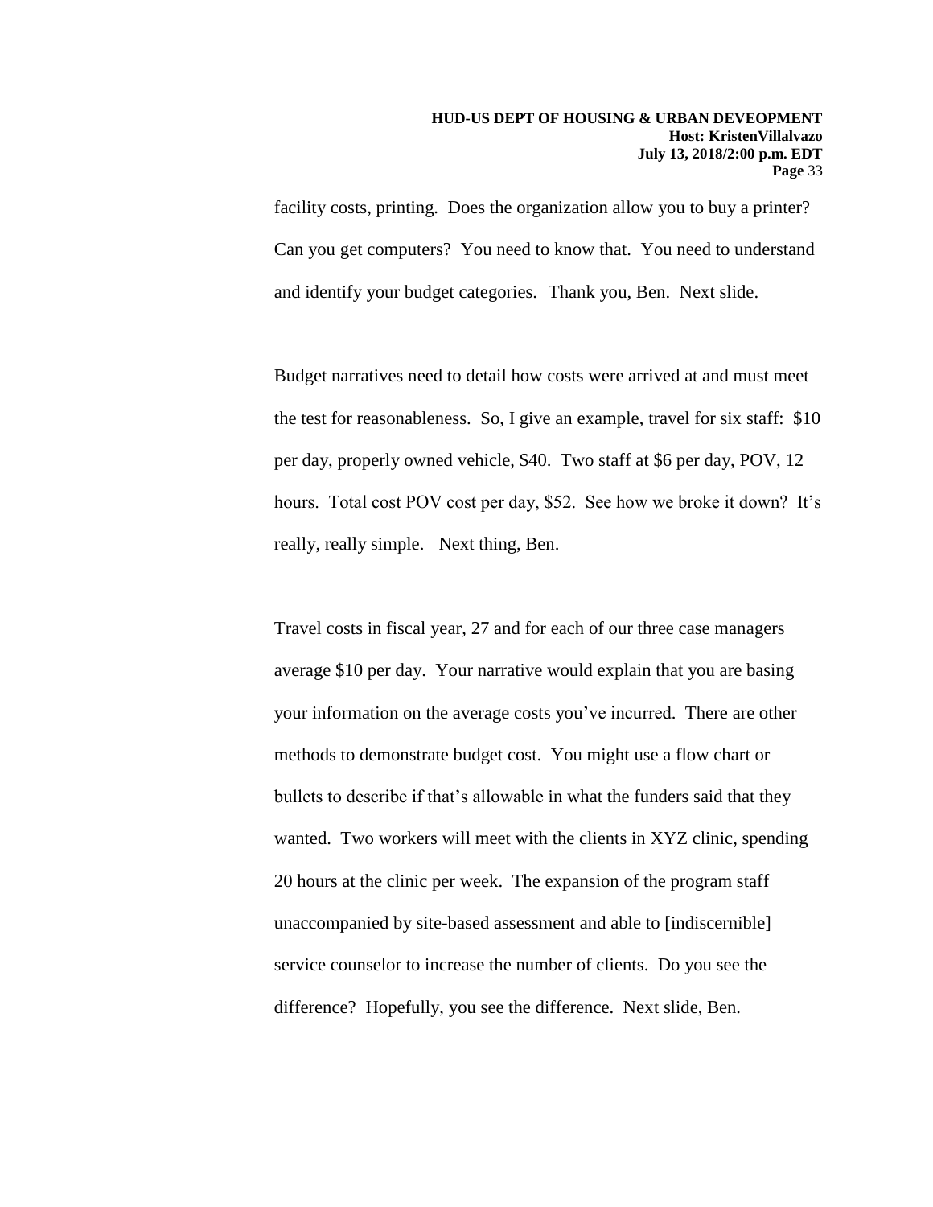facility costs, printing. Does the organization allow you to buy a printer? Can you get computers? You need to know that. You need to understand and identify your budget categories. Thank you, Ben. Next slide.

Budget narratives need to detail how costs were arrived at and must meet the test for reasonableness. So, I give an example, travel for six staff: $10 per day, properly owned vehicle, $40. Two staff at $6 per day, POV, 12 hours. Total cost POV cost per day, $52. See how we broke it down? It's really, really simple. Next thing, Ben.

Travel costs in fiscal year, 27 and for each of our three case managers average $10 per day. Your narrative would explain that you are basing your information on the average costs you've incurred. There are other methods to demonstrate budget cost. You might use a flow chart or bullets to describe if that's allowable in what the funders said that they wanted. Two workers will meet with the clients in XYZ clinic, spending 20 hours at the clinic per week. The expansion of the program staff unaccompanied by site-based assessment and able to [indiscernible] service counselor to increase the number of clients. Do you see the difference? Hopefully, you see the difference. Next slide, Ben.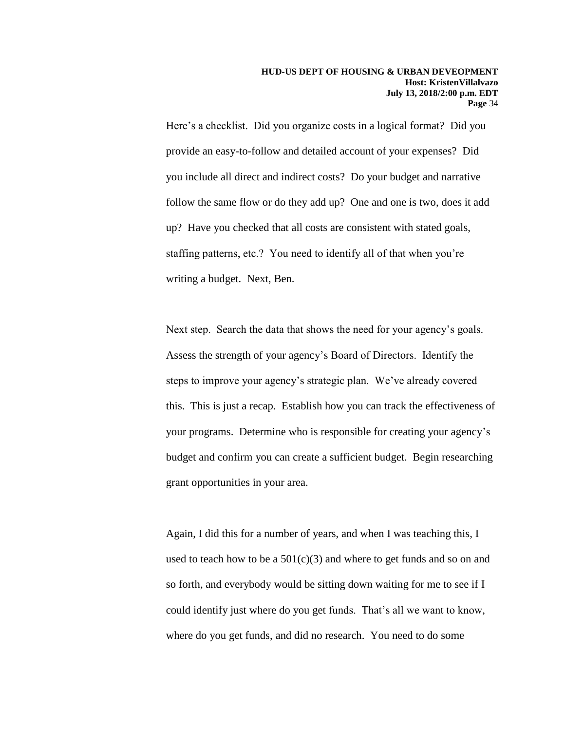Here's a checklist. Did you organize costs in a logical format? Did you provide an easy-to-follow and detailed account of your expenses? Did you include all direct and indirect costs? Do your budget and narrative follow the same flow or do they add up? One and one is two, does it add up? Have you checked that all costs are consistent with stated goals, staffing patterns, etc.? You need to identify all of that when you're writing a budget. Next, Ben.

Next step. Search the data that shows the need for your agency's goals. Assess the strength of your agency's Board of Directors. Identify the steps to improve your agency's strategic plan. We've already covered this. This is just a recap. Establish how you can track the effectiveness of your programs. Determine who is responsible for creating your agency's budget and confirm you can create a sufficient budget. Begin researching grant opportunities in your area.

Again, I did this for a number of years, and when I was teaching this, I used to teach how to be a 501(c)(3) and where to get funds and so on and so forth, and everybody would be sitting down waiting for me to see if I could identify just where do you get funds. That's all we want to know, where do you get funds, and did no research. You need to do some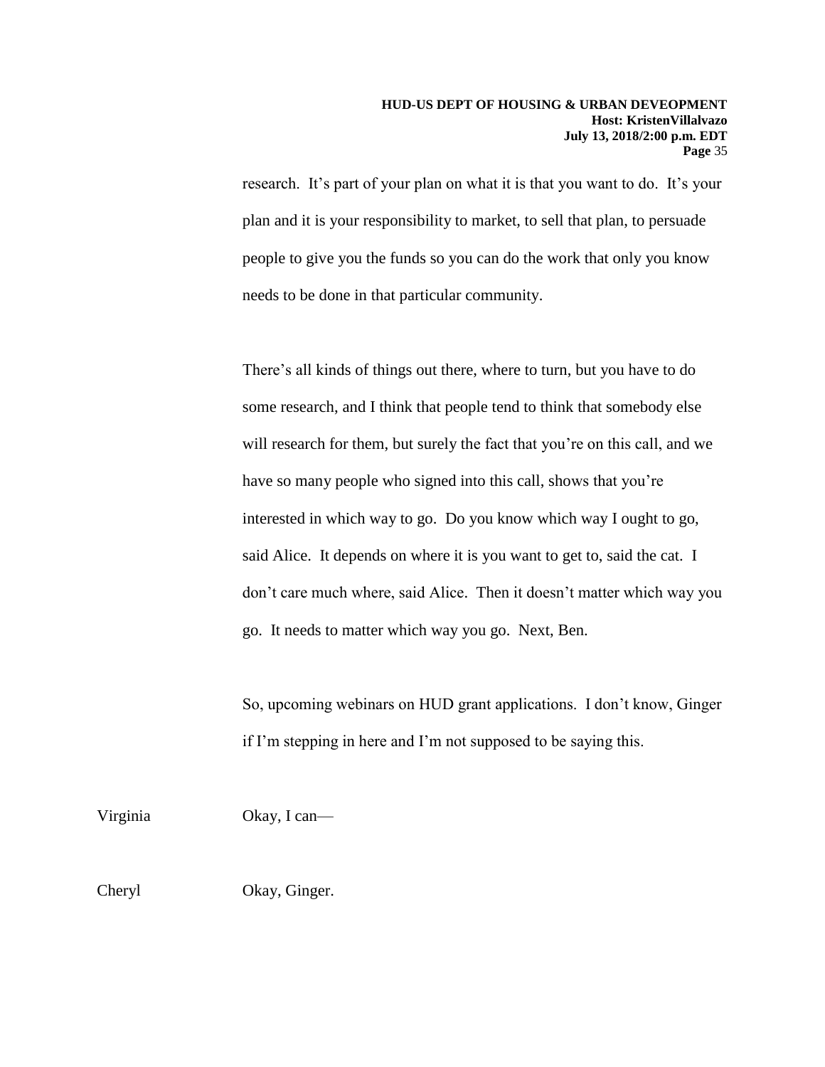research. It's part of your plan on what it is that you want to do. It's your plan and it is your responsibility to market, to sell that plan, to persuade people to give you the funds so you can do the work that only you know needs to be done in that particular community.

There's all kinds of things out there, where to turn, but you have to do some research, and I think that people tend to think that somebody else will research for them, but surely the fact that you're on this call, and we have so many people who signed into this call, shows that you're interested in which way to go. Do you know which way I ought to go, said Alice. It depends on where it is you want to get to, said the cat. I don't care much where, said Alice. Then it doesn't matter which way you go. It needs to matter which way you go. Next, Ben.

So, upcoming webinars on HUD grant applications. I don't know, Ginger if I'm stepping in here and I'm not supposed to be saying this.

Virginia Okay, I can—

Cheryl Okay, Ginger.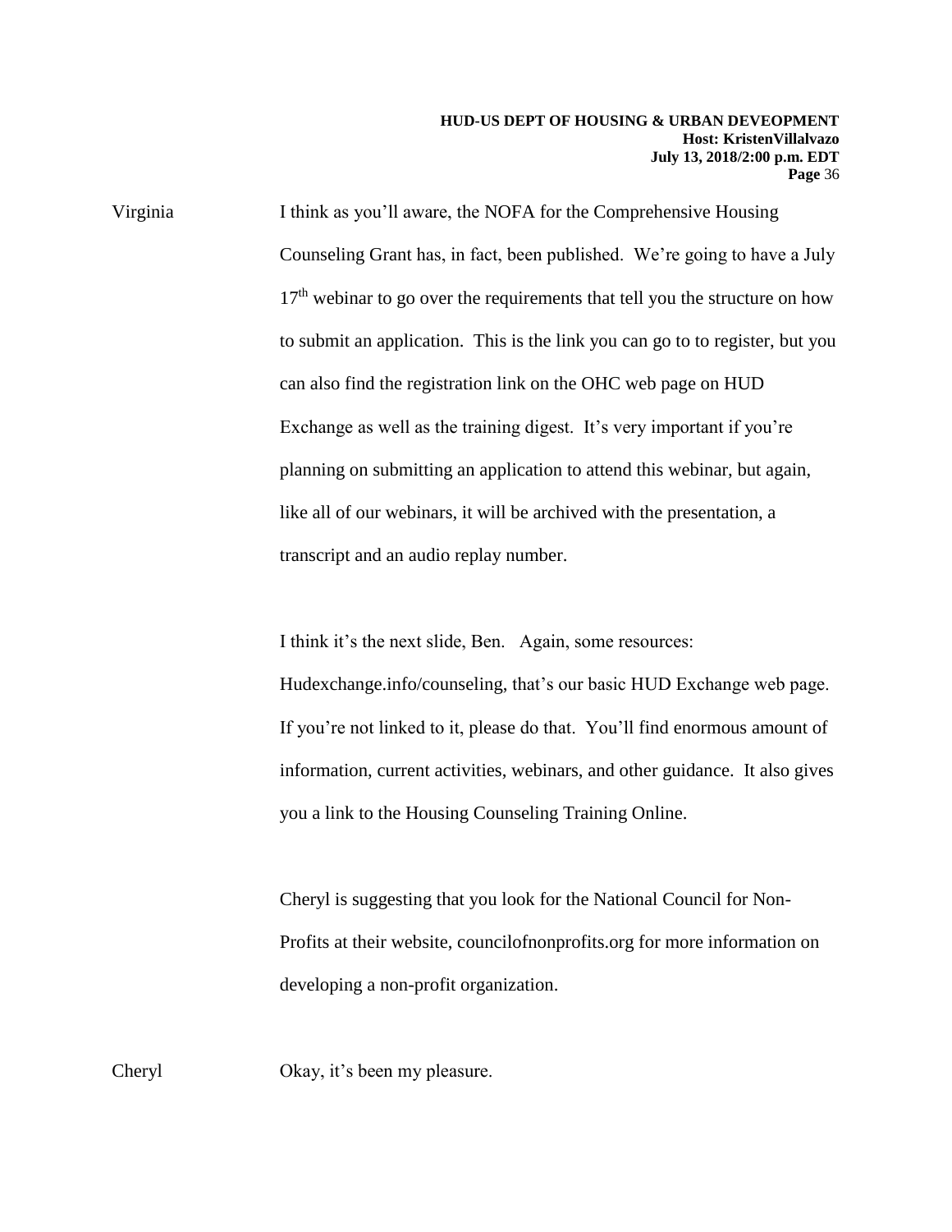Virginia I think as you'll aware, the NOFA for the Comprehensive Housing Counseling Grant has, in fact, been published. We're going to have a July 17th webinar to go over the requirements that tell you the structure on how to submit an application. This is the link you can go to to register, but you can also find the registration link on the OHC web page on HUD Exchange as well as the training digest. It's very important if you're planning on submitting an application to attend this webinar, but again, like all of our webinars, it will be archived with the presentation, a transcript and an audio replay number.

I think it's the next slide, Ben. Again, some resources: Hudexchange.info/counseling, that's our basic HUD Exchange web page. If you're not linked to it, please do that. You'll find enormous amount of information, current activities, webinars, and other guidance. It also gives you a link to the Housing Counseling Training Online.

Cheryl is suggesting that you look for the National Council for Non-Profits at their website, councilofnonprofits.org for more information on developing a non-profit organization.

Cheryl Okay, it's been my pleasure.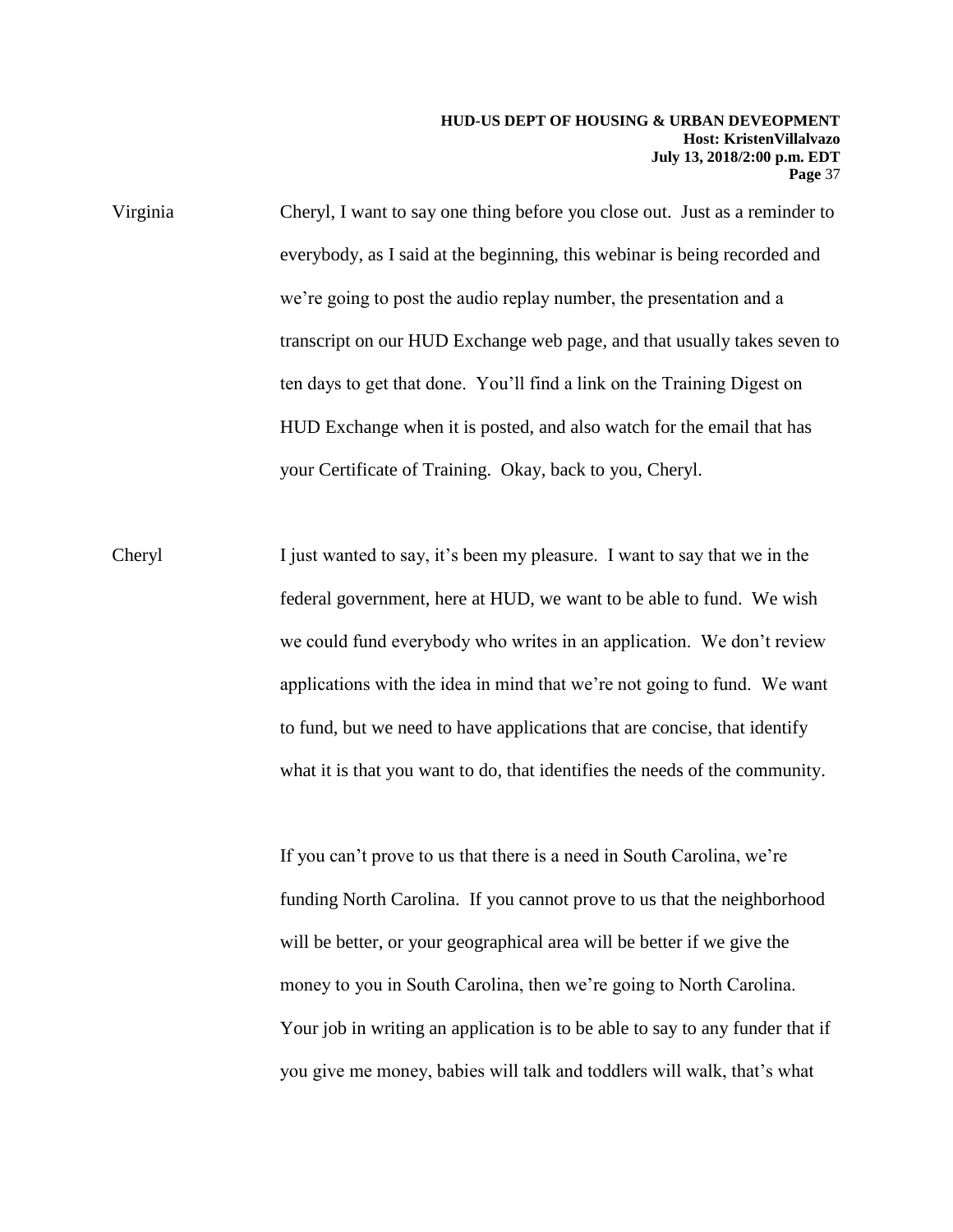Virginia: Cheryl, I want to say one thing before you close out. Just as a reminder to everybody, as I said at the beginning, this webinar is being recorded and we're going to post the audio replay number, the presentation and a transcript on our HUD Exchange web page, and that usually takes seven to ten days to get that done. You'll find a link on the Training Digest on HUD Exchange when it is posted, and also watch for the email that has your Certificate of Training. Okay, back to you, Cheryl.

Cheryl: I just wanted to say, it's been my pleasure. I want to say that we in the federal government, here at HUD, we want to be able to fund. We wish we could fund everybody who writes in an application. We don't review applications with the idea in mind that we're not going to fund. We want to fund, but we need to have applications that are concise, that identify what it is that you want to do, that identifies the needs of the community.

If you can't prove to us that there is a need in South Carolina, we're funding North Carolina. If you cannot prove to us that the neighborhood will be better, or your geographical area will be better if we give the money to you in South Carolina, then we're going to North Carolina. Your job in writing an application is to be able to say to any funder that if you give me money, babies will talk and toddlers will walk, that's what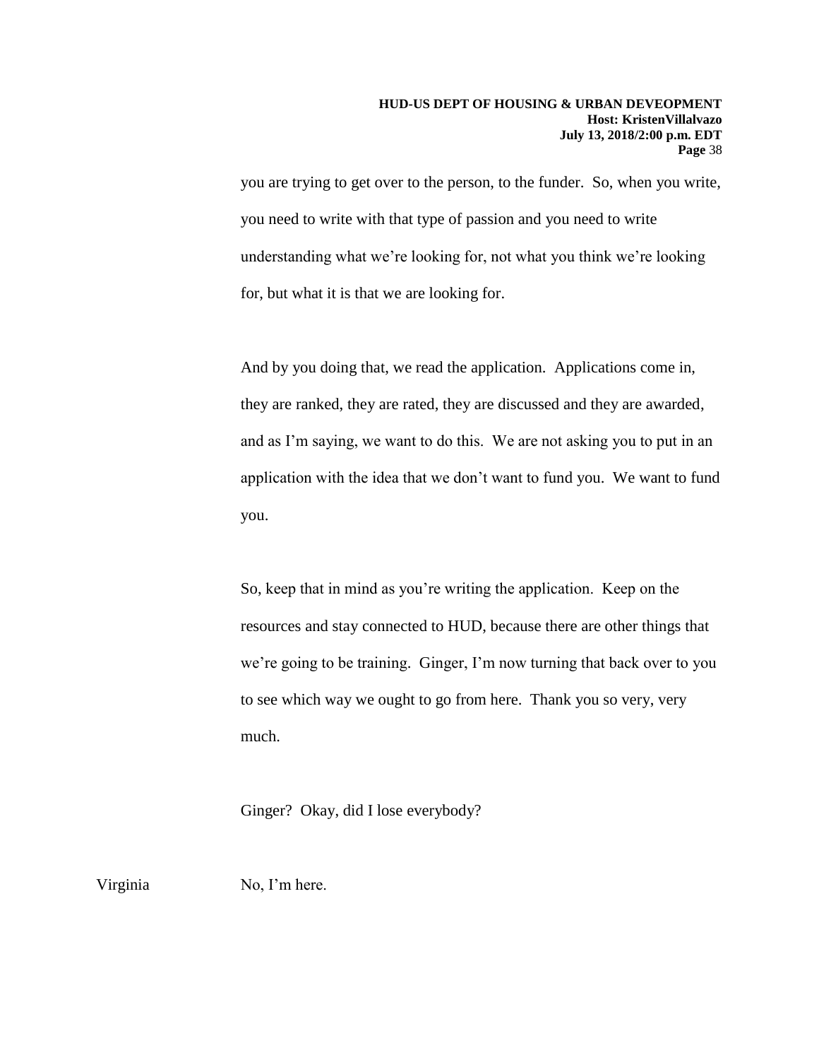you are trying to get over to the person, to the funder. So, when you write, you need to write with that type of passion and you need to write understanding what we're looking for, not what you think we're looking for, but what it is that we are looking for.

And by you doing that, we read the application. Applications come in, they are ranked, they are rated, they are discussed and they are awarded, and as I'm saying, we want to do this. We are not asking you to put in an application with the idea that we don't want to fund you. We want to fund you.

So, keep that in mind as you're writing the application. Keep on the resources and stay connected to HUD, because there are other things that we're going to be training. Ginger, I'm now turning that back over to you to see which way we ought to go from here. Thank you so very, very much.

Ginger? Okay, did I lose everybody?

Virginia　　No, I'm here.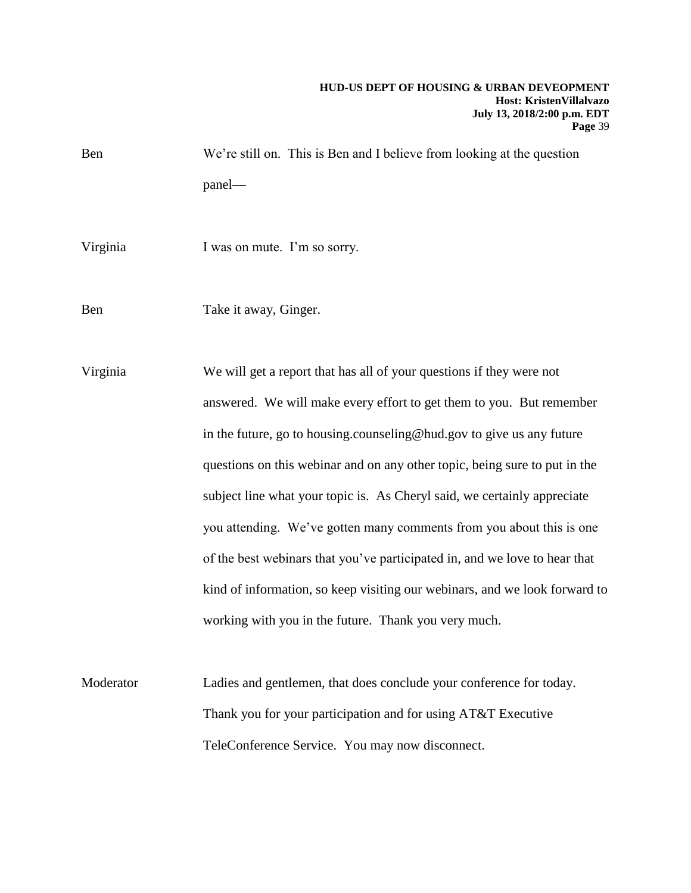Ben We're still on. This is Ben and I believe from looking at the question panel—

Virginia I was on mute. I'm so sorry.

Ben Take it away, Ginger.

Virginia We will get a report that has all of your questions if they were not answered. We will make every effort to get them to you. But remember in the future, go to housing.counseling@hud.gov to give us any future questions on this webinar and on any other topic, being sure to put in the subject line what your topic is. As Cheryl said, we certainly appreciate you attending. We've gotten many comments from you about this is one of the best webinars that you've participated in, and we love to hear that kind of information, so keep visiting our webinars, and we look forward to working with you in the future. Thank you very much.

Moderator Ladies and gentlemen, that does conclude your conference for today. Thank you for your participation and for using AT&T Executive TeleConference Service. You may now disconnect.